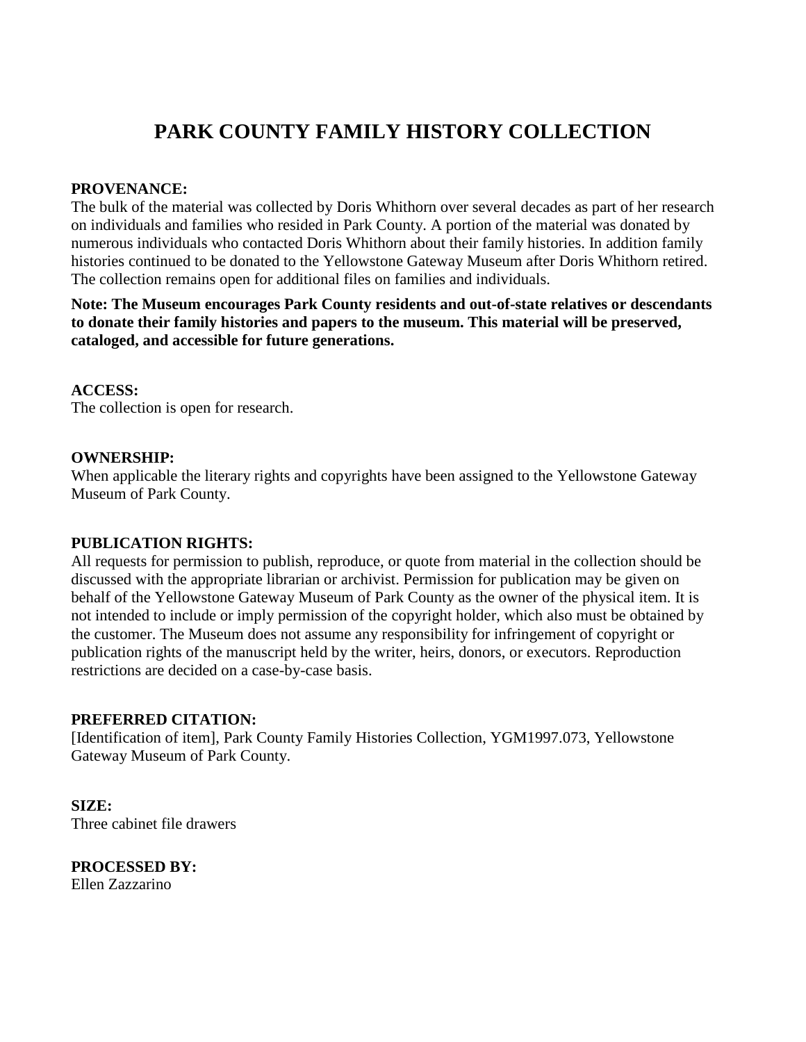# PARK COUNTY FAMILY HISTORY COLLECTION

**PROVENANCE:**
The bulk of the material was collected by Doris Whithorn over several decades as part of her research on individuals and families who resided in Park County. A portion of the material was donated by numerous individuals who contacted Doris Whithorn about their family histories. In addition family histories continued to be donated to the Yellowstone Gateway Museum after Doris Whithorn retired. The collection remains open for additional files on families and individuals.

**Note: The Museum encourages Park County residents and out-of-state relatives or descendants to donate their family histories and papers to the museum. This material will be preserved, cataloged, and accessible for future generations.**

**ACCESS:**
The collection is open for research.

**OWNERSHIP:**
When applicable the literary rights and copyrights have been assigned to the Yellowstone Gateway Museum of Park County.

**PUBLICATION RIGHTS:**
All requests for permission to publish, reproduce, or quote from material in the collection should be discussed with the appropriate librarian or archivist. Permission for publication may be given on behalf of the Yellowstone Gateway Museum of Park County as the owner of the physical item. It is not intended to include or imply permission of the copyright holder, which also must be obtained by the customer. The Museum does not assume any responsibility for infringement of copyright or publication rights of the manuscript held by the writer, heirs, donors, or executors. Reproduction restrictions are decided on a case-by-case basis.

**PREFERRED CITATION:**
[Identification of item], Park County Family Histories Collection, YGM1997.073, Yellowstone Gateway Museum of Park County.

**SIZE:**
Three cabinet file drawers

**PROCESSED BY:**
Ellen Zazzarino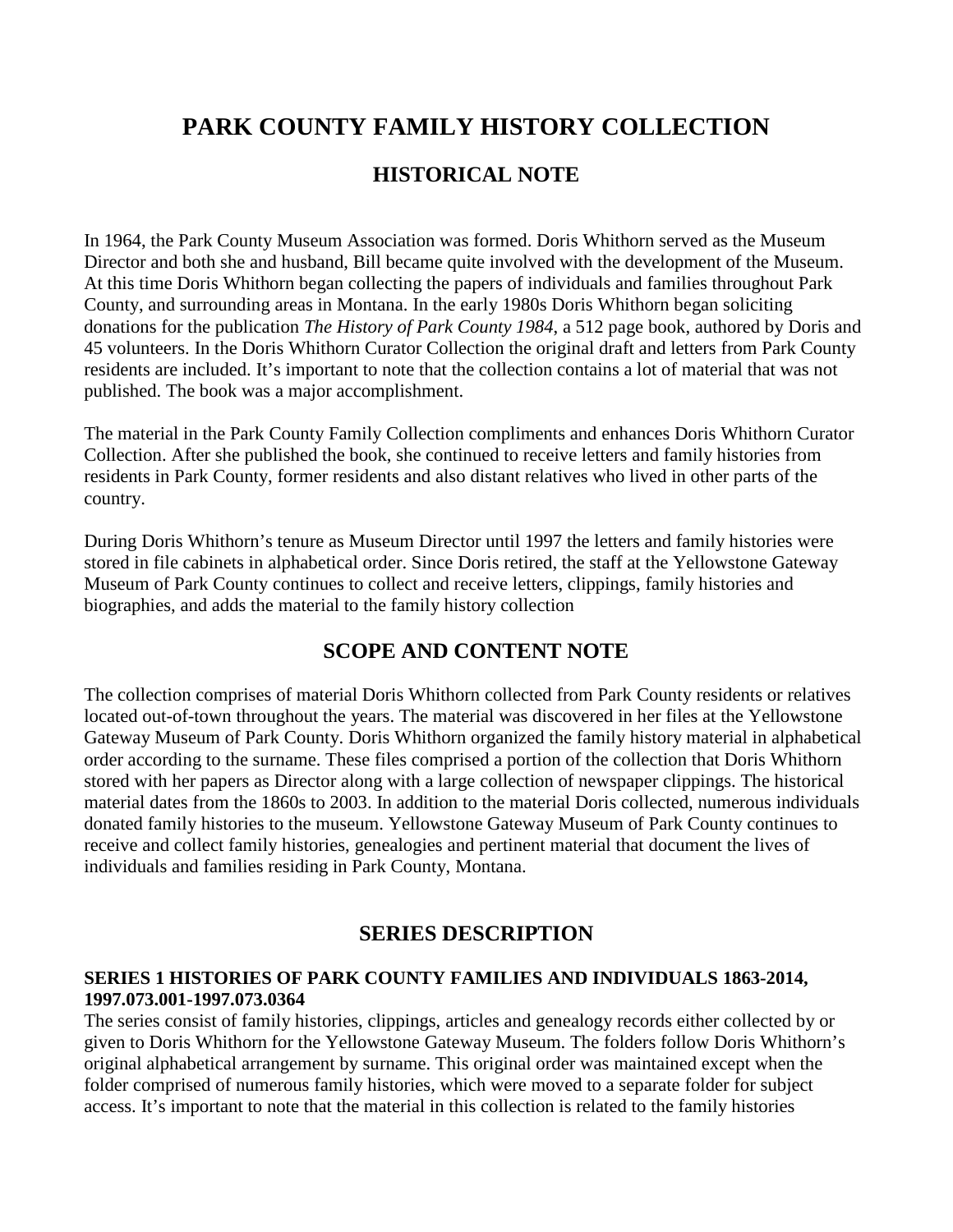# PARK COUNTY FAMILY HISTORY COLLECTION

## HISTORICAL NOTE

In 1964, the Park County Museum Association was formed. Doris Whithorn served as the Museum Director and both she and husband, Bill became quite involved with the development of the Museum. At this time Doris Whithorn began collecting the papers of individuals and families throughout Park County, and surrounding areas in Montana. In the early 1980s Doris Whithorn began soliciting donations for the publication *The History of Park County 1984*, a 512 page book, authored by Doris and 45 volunteers. In the Doris Whithorn Curator Collection the original draft and letters from Park County residents are included. It's important to note that the collection contains a lot of material that was not published. The book was a major accomplishment.

The material in the Park County Family Collection compliments and enhances Doris Whithorn Curator Collection. After she published the book, she continued to receive letters and family histories from residents in Park County, former residents and also distant relatives who lived in other parts of the country.

During Doris Whithorn's tenure as Museum Director until 1997 the letters and family histories were stored in file cabinets in alphabetical order. Since Doris retired, the staff at the Yellowstone Gateway Museum of Park County continues to collect and receive letters, clippings, family histories and biographies, and adds the material to the family history collection

## SCOPE AND CONTENT NOTE

The collection comprises of material Doris Whithorn collected from Park County residents or relatives located out-of-town throughout the years. The material was discovered in her files at the Yellowstone Gateway Museum of Park County. Doris Whithorn organized the family history material in alphabetical order according to the surname. These files comprised a portion of the collection that Doris Whithorn stored with her papers as Director along with a large collection of newspaper clippings. The historical material dates from the 1860s to 2003. In addition to the material Doris collected, numerous individuals donated family histories to the museum. Yellowstone Gateway Museum of Park County continues to receive and collect family histories, genealogies and pertinent material that document the lives of individuals and families residing in Park County, Montana.

## SERIES DESCRIPTION

### SERIES 1 HISTORIES OF PARK COUNTY FAMILIES AND INDIVIDUALS 1863-2014, 1997.073.001-1997.073.0364

The series consist of family histories, clippings, articles and genealogy records either collected by or given to Doris Whithorn for the Yellowstone Gateway Museum. The folders follow Doris Whithorn's original alphabetical arrangement by surname. This original order was maintained except when the folder comprised of numerous family histories, which were moved to a separate folder for subject access. It's important to note that the material in this collection is related to the family histories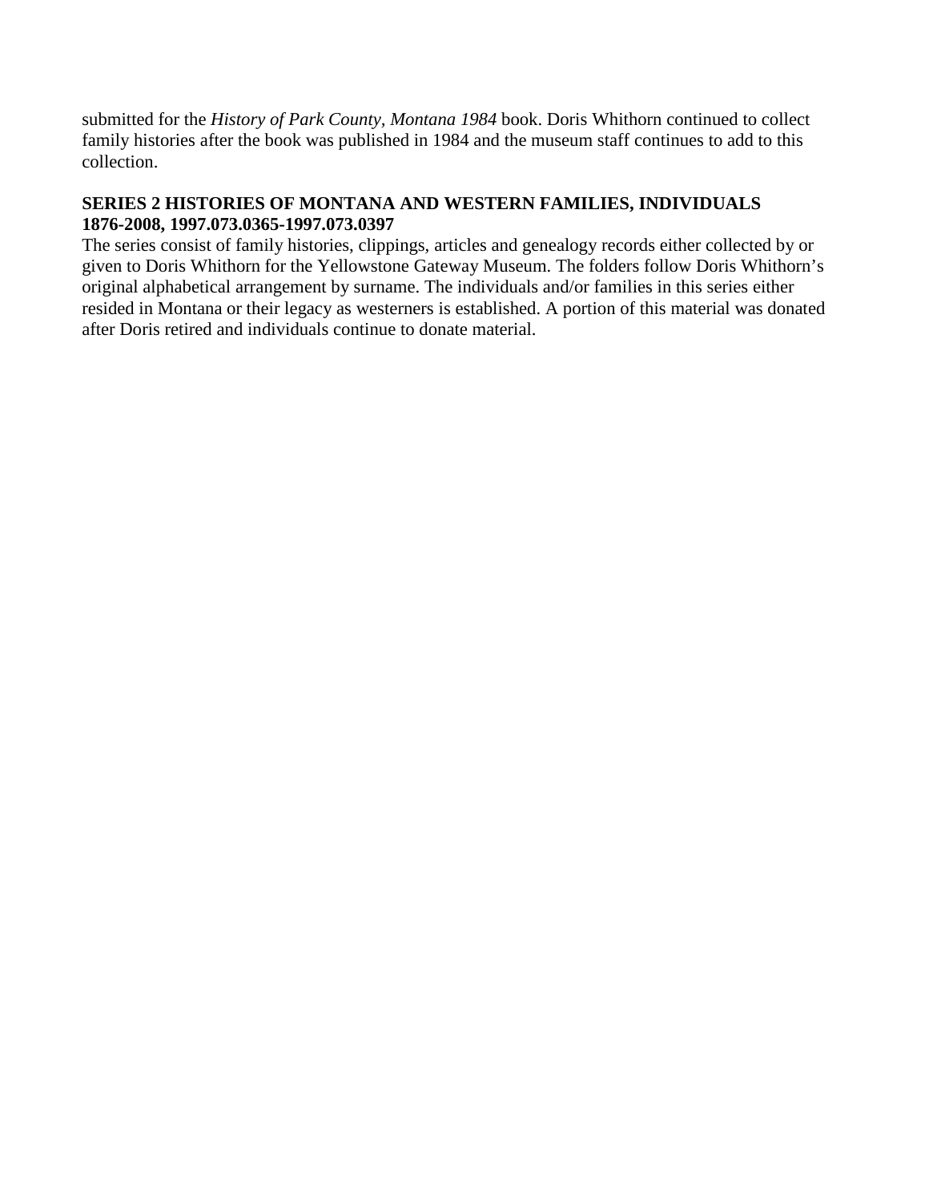submitted for the *History of Park County, Montana 1984* book. Doris Whithorn continued to collect family histories after the book was published in 1984 and the museum staff continues to add to this collection.

**SERIES 2 HISTORIES OF MONTANA AND WESTERN FAMILIES, INDIVIDUALS 1876-2008, 1997.073.0365-1997.073.0397**

The series consist of family histories, clippings, articles and genealogy records either collected by or given to Doris Whithorn for the Yellowstone Gateway Museum. The folders follow Doris Whithorn's original alphabetical arrangement by surname. The individuals and/or families in this series either resided in Montana or their legacy as westerners is established. A portion of this material was donated after Doris retired and individuals continue to donate material.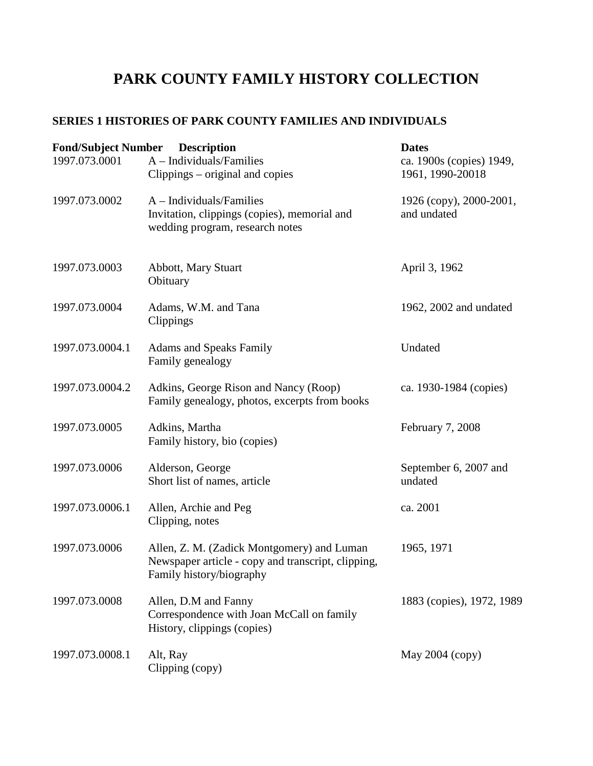# PARK COUNTY FAMILY HISTORY COLLECTION

## SERIES 1 HISTORIES OF PARK COUNTY FAMILIES AND INDIVIDUALS

| Fond/Subject Number | Description | Dates |
|---|---|---|
| 1997.073.0001 | A – Individuals/Families<br>Clippings – original and copies | ca. 1900s (copies) 1949, 1961, 1990-20018 |
| 1997.073.0002 | A – Individuals/Families<br>Invitation, clippings (copies), memorial and wedding program, research notes | 1926 (copy), 2000-2001, and undated |
| 1997.073.0003 | Abbott, Mary Stuart<br>Obituary | April 3, 1962 |
| 1997.073.0004 | Adams, W.M. and Tana<br>Clippings | 1962, 2002 and undated |
| 1997.073.0004.1 | Adams and Speaks Family<br>Family genealogy | Undated |
| 1997.073.0004.2 | Adkins, George Rison and Nancy (Roop)<br>Family genealogy, photos, excerpts from books | ca. 1930-1984 (copies) |
| 1997.073.0005 | Adkins, Martha<br>Family history, bio (copies) | February 7, 2008 |
| 1997.073.0006 | Alderson, George<br>Short list of names, article | September 6, 2007 and undated |
| 1997.073.0006.1 | Allen, Archie and Peg<br>Clipping, notes | ca. 2001 |
| 1997.073.0006 | Allen, Z. M. (Zadick Montgomery) and Luman<br>Newspaper article - copy and transcript, clipping, Family history/biography | 1965, 1971 |
| 1997.073.0008 | Allen, D.M and Fanny<br>Correspondence with Joan McCall on family History, clippings (copies) | 1883 (copies), 1972, 1989 |
| 1997.073.0008.1 | Alt, Ray<br>Clipping (copy) | May 2004 (copy) |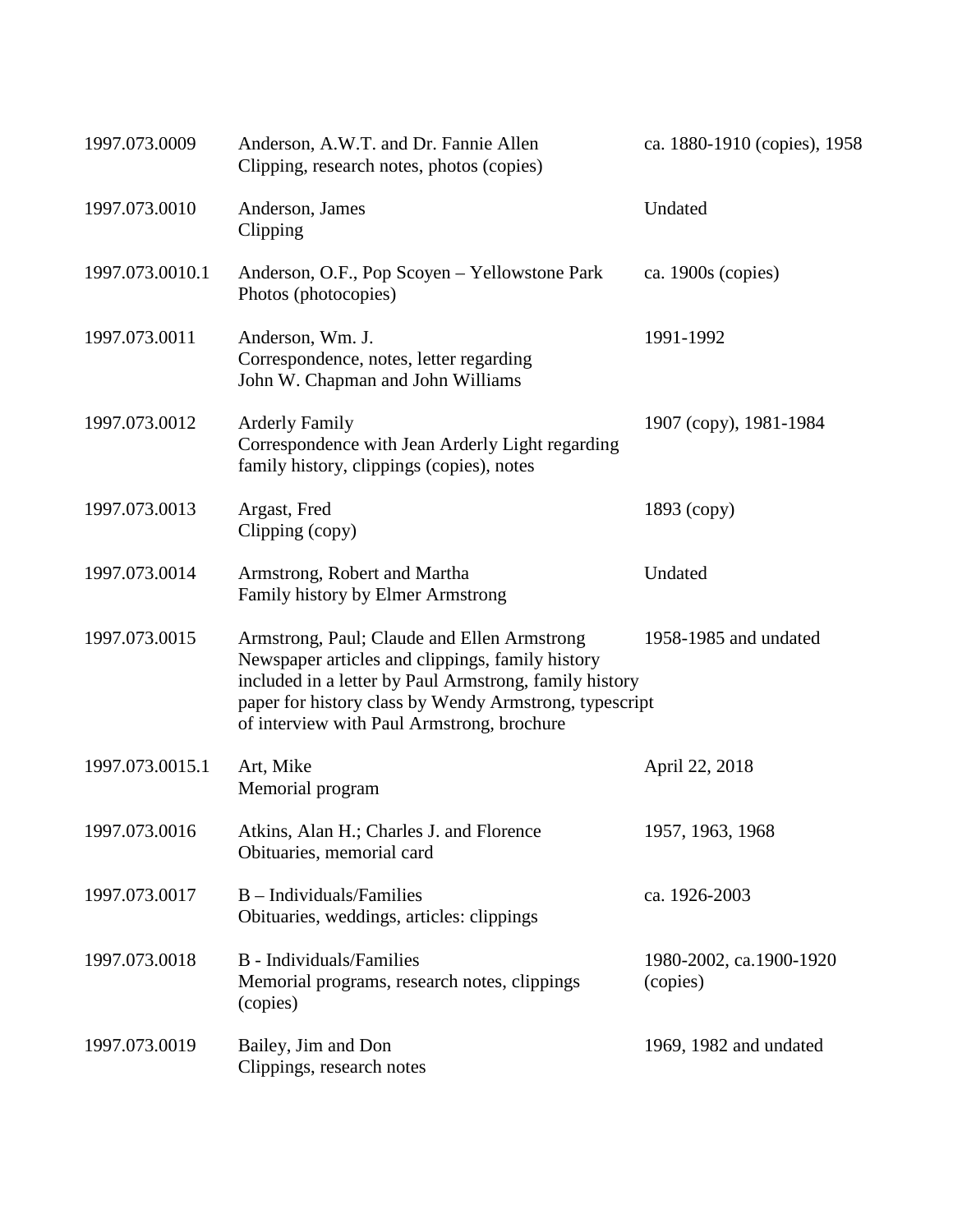| | | |
|---|---|---|
| 1997.073.0009 | Anderson, A.W.T. and Dr. Fannie Allen<br>Clipping, research notes, photos (copies) | ca. 1880-1910 (copies), 1958 |
| 1997.073.0010 | Anderson, James<br>Clipping | Undated |
| 1997.073.0010.1 | Anderson, O.F., Pop Scoyen – Yellowstone Park<br>Photos (photocopies) | ca. 1900s (copies) |
| 1997.073.0011 | Anderson, Wm. J.<br>Correspondence, notes, letter regarding John W. Chapman and John Williams | 1991-1992 |
| 1997.073.0012 | Arderly Family<br>Correspondence with Jean Arderly Light regarding family history, clippings (copies), notes | 1907 (copy), 1981-1984 |
| 1997.073.0013 | Argast, Fred<br>Clipping (copy) | 1893 (copy) |
| 1997.073.0014 | Armstrong, Robert and Martha<br>Family history by Elmer Armstrong | Undated |
| 1997.073.0015 | Armstrong, Paul; Claude and Ellen Armstrong<br>Newspaper articles and clippings, family history included in a letter by Paul Armstrong, family history paper for history class by Wendy Armstrong, typescript of interview with Paul Armstrong, brochure | 1958-1985 and undated |
| 1997.073.0015.1 | Art, Mike<br>Memorial program | April 22, 2018 |
| 1997.073.0016 | Atkins, Alan H.; Charles J. and Florence<br>Obituaries, memorial card | 1957, 1963, 1968 |
| 1997.073.0017 | B – Individuals/Families<br>Obituaries, weddings, articles: clippings | ca. 1926-2003 |
| 1997.073.0018 | B - Individuals/Families<br>Memorial programs, research notes, clippings (copies) | 1980-2002, ca.1900-1920 (copies) |
| 1997.073.0019 | Bailey, Jim and Don<br>Clippings, research notes | 1969, 1982 and undated |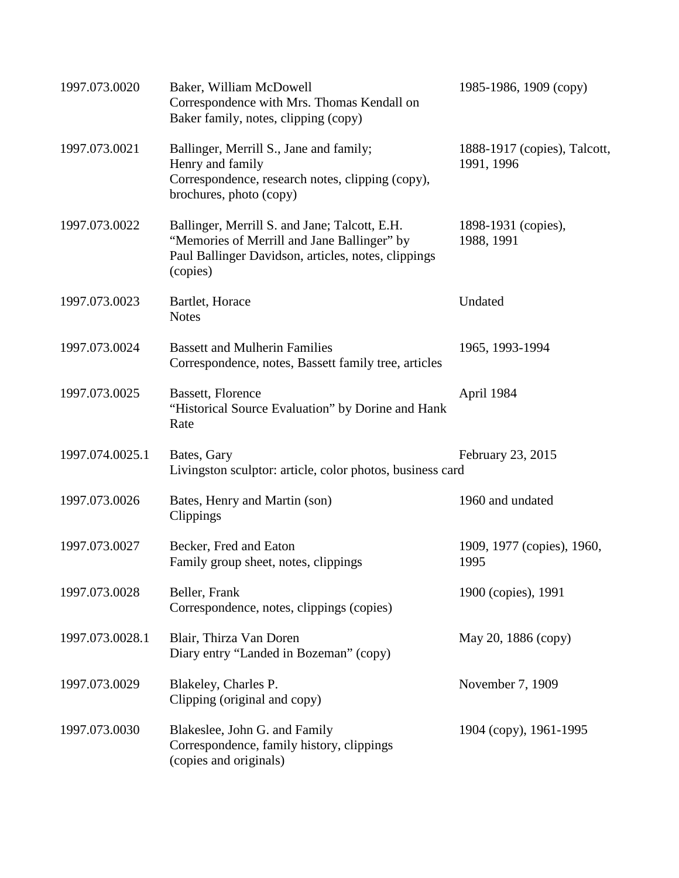| | | |
|---|---|---|
| 1997.073.0020 | Baker, William McDowell<br>Correspondence with Mrs. Thomas Kendall on Baker family, notes, clipping (copy) | 1985-1986, 1909 (copy) |
| 1997.073.0021 | Ballinger, Merrill S., Jane and family; Henry and family<br>Correspondence, research notes, clipping (copy), brochures, photo (copy) | 1888-1917 (copies), Talcott, 1991, 1996 |
| 1997.073.0022 | Ballinger, Merrill S. and Jane; Talcott, E.H.<br>"Memories of Merrill and Jane Ballinger" by Paul Ballinger Davidson, articles, notes, clippings (copies) | 1898-1931 (copies), 1988, 1991 |
| 1997.073.0023 | Bartlet, Horace<br>Notes | Undated |
| 1997.073.0024 | Bassett and Mulherin Families<br>Correspondence, notes, Bassett family tree, articles | 1965, 1993-1994 |
| 1997.073.0025 | Bassett, Florence<br>"Historical Source Evaluation" by Dorine and Hank Rate | April 1984 |
| 1997.074.0025.1 | Bates, Gary<br>Livingston sculptor: article, color photos, business card | February 23, 2015 |
| 1997.073.0026 | Bates, Henry and Martin (son)<br>Clippings | 1960 and undated |
| 1997.073.0027 | Becker, Fred and Eaton<br>Family group sheet, notes, clippings | 1909, 1977 (copies), 1960, 1995 |
| 1997.073.0028 | Beller, Frank<br>Correspondence, notes, clippings (copies) | 1900 (copies), 1991 |
| 1997.073.0028.1 | Blair, Thirza Van Doren<br>Diary entry "Landed in Bozeman" (copy) | May 20, 1886 (copy) |
| 1997.073.0029 | Blakeley, Charles P.<br>Clipping (original and copy) | November 7, 1909 |
| 1997.073.0030 | Blakeslee, John G. and Family<br>Correspondence, family history, clippings (copies and originals) | 1904 (copy), 1961-1995 |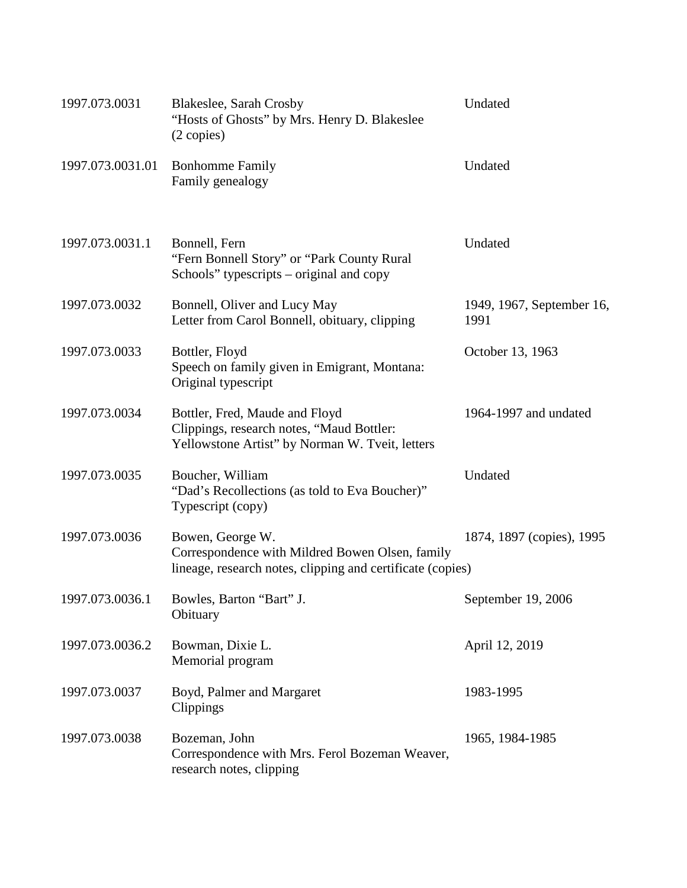| | | |
|---|---|---|
| 1997.073.0031 | Blakeslee, Sarah Crosby<br>"Hosts of Ghosts" by Mrs. Henry D. Blakeslee<br>(2 copies) | Undated |
| 1997.073.0031.01 | Bonhomme Family<br>Family genealogy | Undated |
| 1997.073.0031.1 | Bonnell, Fern<br>"Fern Bonnell Story" or "Park County Rural<br>Schools" typescripts – original and copy | Undated |
| 1997.073.0032 | Bonnell, Oliver and Lucy May<br>Letter from Carol Bonnell, obituary, clipping | 1949, 1967, September 16,<br>1991 |
| 1997.073.0033 | Bottler, Floyd<br>Speech on family given in Emigrant, Montana:<br>Original typescript | October 13, 1963 |
| 1997.073.0034 | Bottler, Fred, Maude and Floyd<br>Clippings, research notes, "Maud Bottler:<br>Yellowstone Artist" by Norman W. Tveit, letters | 1964-1997 and undated |
| 1997.073.0035 | Boucher, William<br>"Dad's Recollections (as told to Eva Boucher)"<br>Typescript (copy) | Undated |
| 1997.073.0036 | Bowen, George W.<br>Correspondence with Mildred Bowen Olsen, family<br>lineage, research notes, clipping and certificate (copies) | 1874, 1897 (copies), 1995 |
| 1997.073.0036.1 | Bowles, Barton "Bart" J.<br>Obituary | September 19, 2006 |
| 1997.073.0036.2 | Bowman, Dixie L.<br>Memorial program | April 12, 2019 |
| 1997.073.0037 | Boyd, Palmer and Margaret<br>Clippings | 1983-1995 |
| 1997.073.0038 | Bozeman, John<br>Correspondence with Mrs. Ferol Bozeman Weaver,<br>research notes, clipping | 1965, 1984-1985 |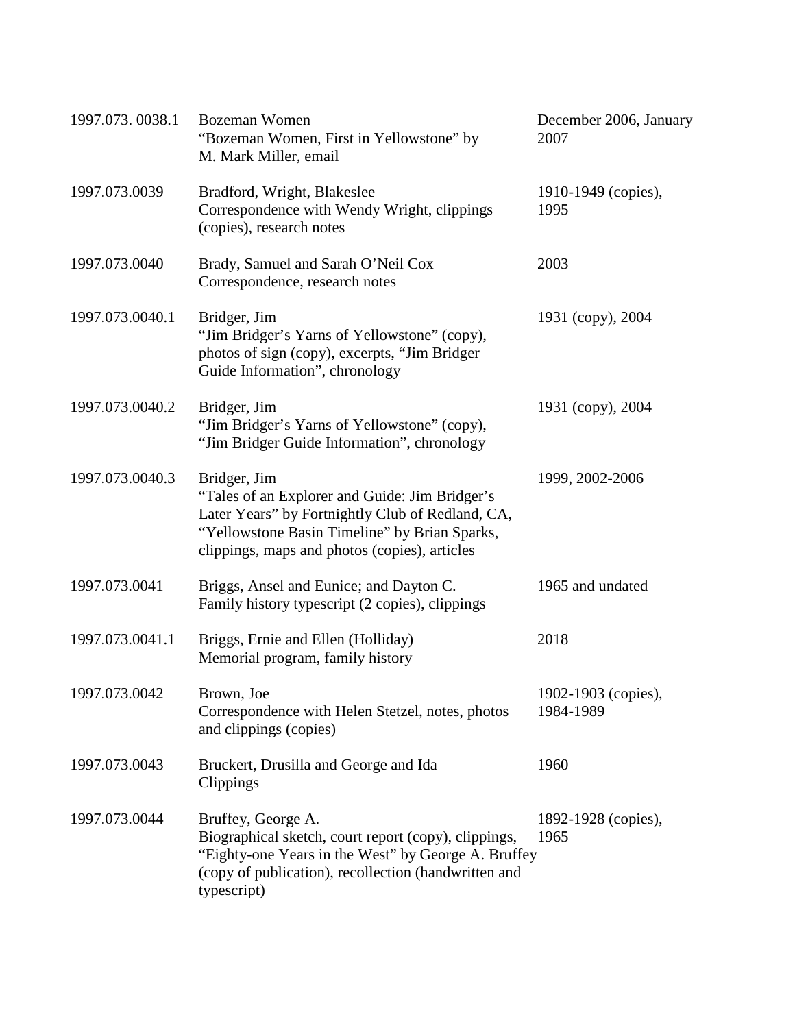| | | |
|---|---|---|
| 1997.073. 0038.1 | Bozeman Women<br>"Bozeman Women, First in Yellowstone" by M. Mark Miller, email | December 2006, January 2007 |
| 1997.073.0039 | Bradford, Wright, Blakeslee<br>Correspondence with Wendy Wright, clippings (copies), research notes | 1910-1949 (copies), 1995 |
| 1997.073.0040 | Brady, Samuel and Sarah O'Neil Cox<br>Correspondence, research notes | 2003 |
| 1997.073.0040.1 | Bridger, Jim<br>"Jim Bridger's Yarns of Yellowstone" (copy), photos of sign (copy), excerpts, "Jim Bridger Guide Information", chronology | 1931 (copy), 2004 |
| 1997.073.0040.2 | Bridger, Jim<br>"Jim Bridger's Yarns of Yellowstone" (copy), "Jim Bridger Guide Information", chronology | 1931 (copy), 2004 |
| 1997.073.0040.3 | Bridger, Jim<br>"Tales of an Explorer and Guide: Jim Bridger's Later Years" by Fortnightly Club of Redland, CA, "Yellowstone Basin Timeline" by Brian Sparks, clippings, maps and photos (copies), articles | 1999, 2002-2006 |
| 1997.073.0041 | Briggs, Ansel and Eunice; and Dayton C.<br>Family history typescript (2 copies), clippings | 1965 and undated |
| 1997.073.0041.1 | Briggs, Ernie and Ellen (Holliday)<br>Memorial program, family history | 2018 |
| 1997.073.0042 | Brown, Joe<br>Correspondence with Helen Stetzel, notes, photos and clippings (copies) | 1902-1903 (copies), 1984-1989 |
| 1997.073.0043 | Bruckert, Drusilla and George and Ida<br>Clippings | 1960 |
| 1997.073.0044 | Bruffey, George A.<br>Biographical sketch, court report (copy), clippings, "Eighty-one Years in the West" by George A. Bruffey (copy of publication), recollection (handwritten and typescript) | 1892-1928 (copies), 1965 |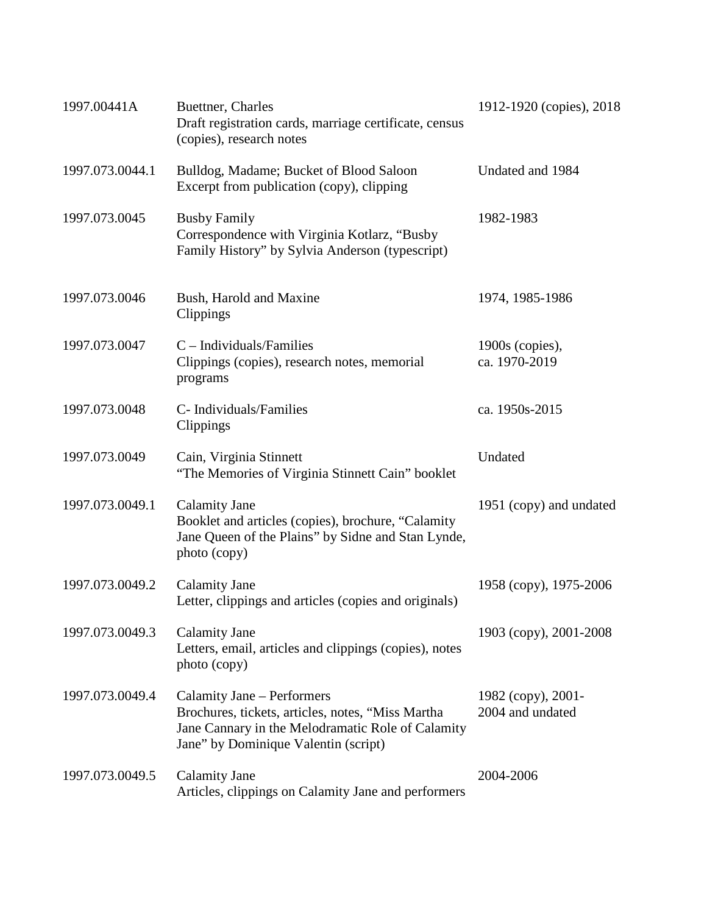| | | |
|---|---|---|
| 1997.00441A | Buettner, Charles<br>Draft registration cards, marriage certificate, census (copies), research notes | 1912-1920 (copies), 2018 |
| 1997.073.0044.1 | Bulldog, Madame; Bucket of Blood Saloon<br>Excerpt from publication (copy), clipping | Undated and 1984 |
| 1997.073.0045 | Busby Family<br>Correspondence with Virginia Kotlarz, "Busby Family History" by Sylvia Anderson (typescript) | 1982-1983 |
| 1997.073.0046 | Bush, Harold and Maxine<br>Clippings | 1974, 1985-1986 |
| 1997.073.0047 | C – Individuals/Families<br>Clippings (copies), research notes, memorial programs | 1900s (copies), ca. 1970-2019 |
| 1997.073.0048 | C- Individuals/Families<br>Clippings | ca. 1950s-2015 |
| 1997.073.0049 | Cain, Virginia Stinnett<br>"The Memories of Virginia Stinnett Cain" booklet | Undated |
| 1997.073.0049.1 | Calamity Jane<br>Booklet and articles (copies), brochure, "Calamity Jane Queen of the Plains" by Sidne and Stan Lynde, photo (copy) | 1951 (copy) and undated |
| 1997.073.0049.2 | Calamity Jane<br>Letter, clippings and articles (copies and originals) | 1958 (copy), 1975-2006 |
| 1997.073.0049.3 | Calamity Jane<br>Letters, email, articles and clippings (copies), notes photo (copy) | 1903 (copy), 2001-2008 |
| 1997.073.0049.4 | Calamity Jane – Performers<br>Brochures, tickets, articles, notes, "Miss Martha Jane Cannary in the Melodramatic Role of Calamity Jane" by Dominique Valentin (script) | 1982 (copy), 2001-2004 and undated |
| 1997.073.0049.5 | Calamity Jane<br>Articles, clippings on Calamity Jane and performers | 2004-2006 |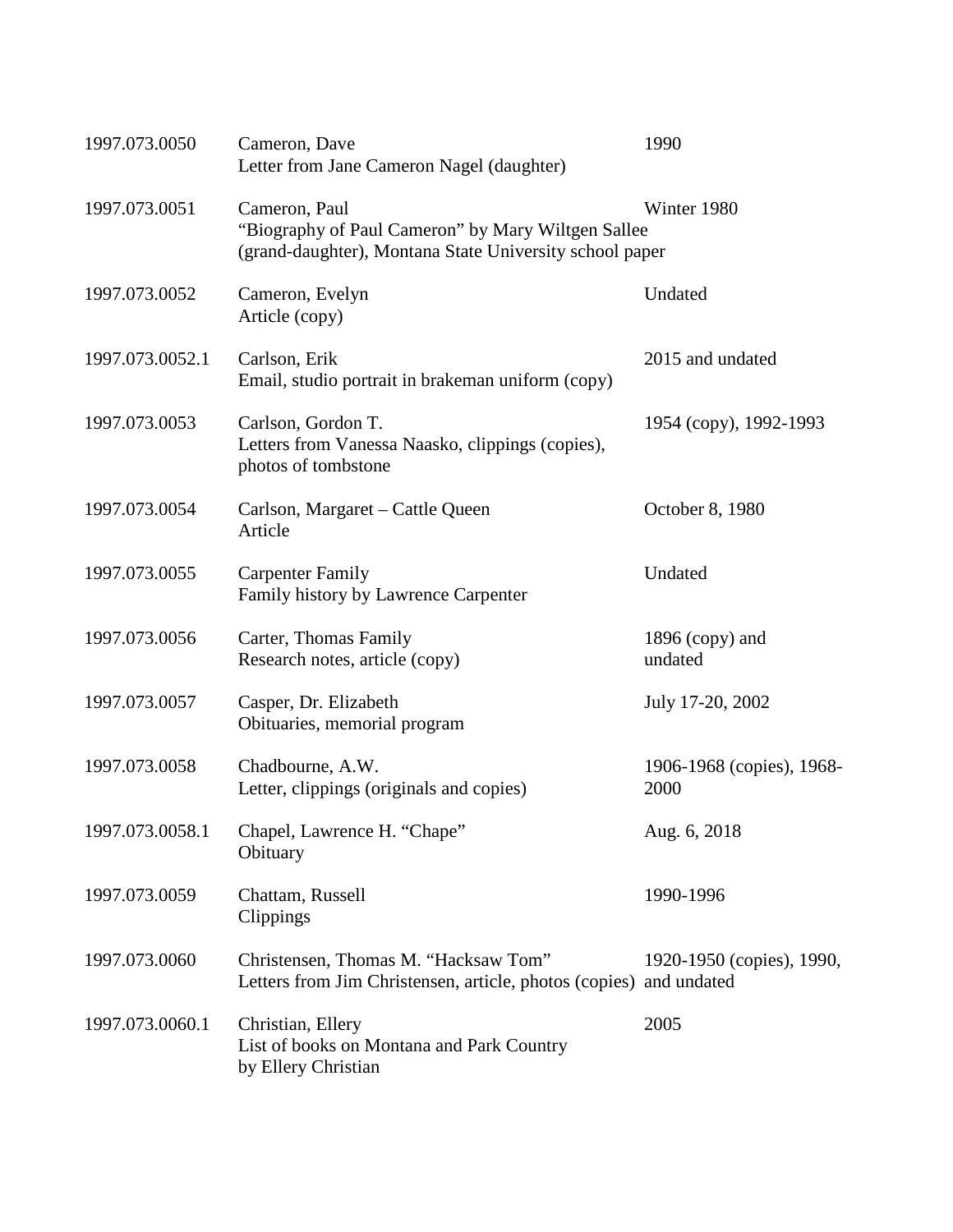| | | |
|---|---|---|
| 1997.073.0050 | Cameron, Dave<br>Letter from Jane Cameron Nagel (daughter) | 1990 |
| 1997.073.0051 | Cameron, Paul<br>"Biography of Paul Cameron" by Mary Wiltgen Sallee (grand-daughter), Montana State University school paper | Winter 1980 |
| 1997.073.0052 | Cameron, Evelyn<br>Article (copy) | Undated |
| 1997.073.0052.1 | Carlson, Erik<br>Email, studio portrait in brakeman uniform (copy) | 2015 and undated |
| 1997.073.0053 | Carlson, Gordon T.<br>Letters from Vanessa Naasko, clippings (copies), photos of tombstone | 1954 (copy), 1992-1993 |
| 1997.073.0054 | Carlson, Margaret – Cattle Queen<br>Article | October 8, 1980 |
| 1997.073.0055 | Carpenter Family<br>Family history by Lawrence Carpenter | Undated |
| 1997.073.0056 | Carter, Thomas Family<br>Research notes, article (copy) | 1896 (copy) and undated |
| 1997.073.0057 | Casper, Dr. Elizabeth<br>Obituaries, memorial program | July 17-20, 2002 |
| 1997.073.0058 | Chadbourne, A.W.<br>Letter, clippings (originals and copies) | 1906-1968 (copies), 1968-2000 |
| 1997.073.0058.1 | Chapel, Lawrence H. "Chape"<br>Obituary | Aug. 6, 2018 |
| 1997.073.0059 | Chattam, Russell<br>Clippings | 1990-1996 |
| 1997.073.0060 | Christensen, Thomas M. "Hacksaw Tom"<br>Letters from Jim Christensen, article, photos (copies) | 1920-1950 (copies), 1990, and undated |
| 1997.073.0060.1 | Christian, Ellery<br>List of books on Montana and Park Country by Ellery Christian | 2005 |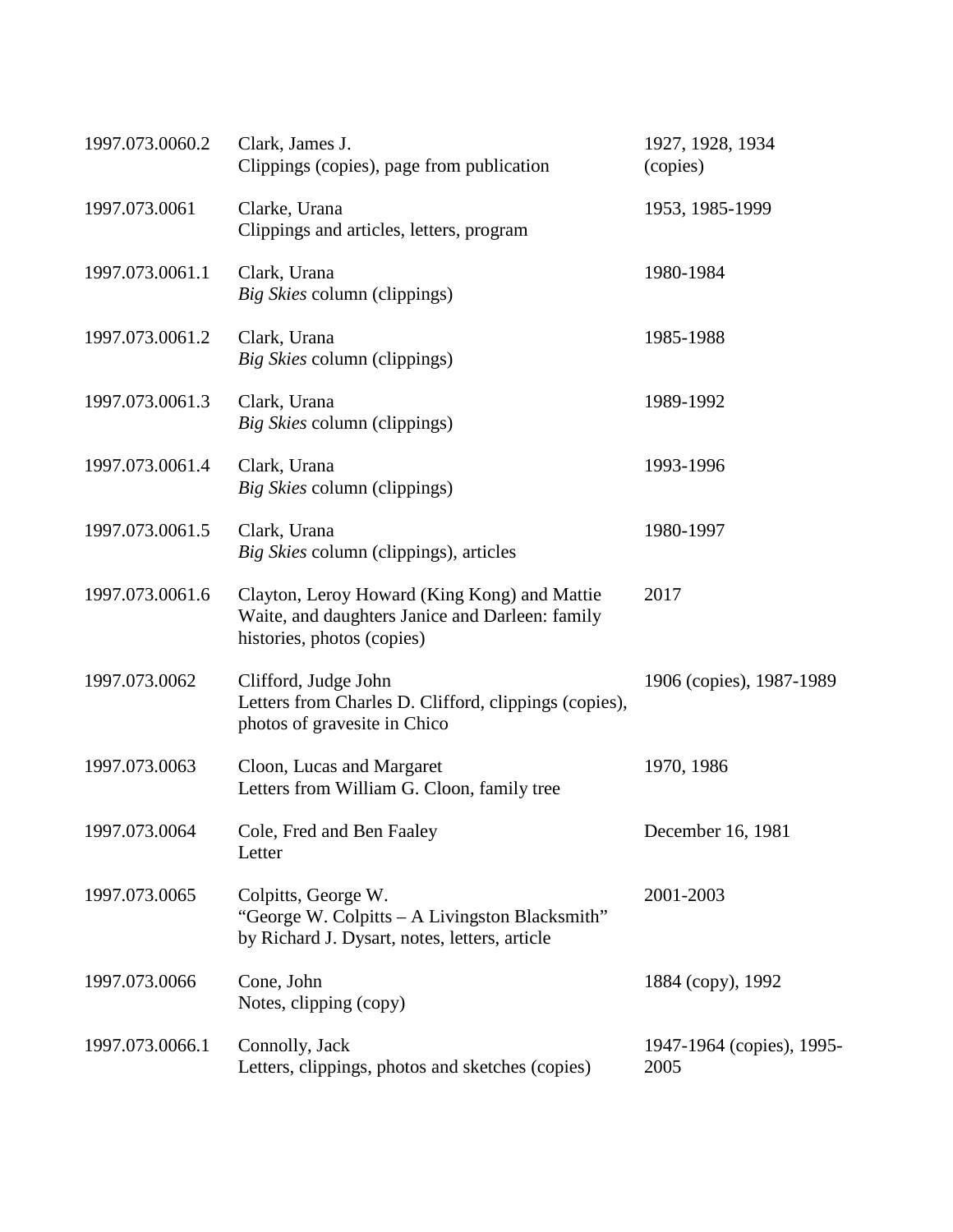| | | |
|---|---|---|
| 1997.073.0060.2 | Clark, James J.<br>Clippings (copies), page from publication | 1927, 1928, 1934 (copies) |
| 1997.073.0061 | Clarke, Urana<br>Clippings and articles, letters, program | 1953, 1985-1999 |
| 1997.073.0061.1 | Clark, Urana<br>*Big Skies* column (clippings) | 1980-1984 |
| 1997.073.0061.2 | Clark, Urana<br>*Big Skies* column (clippings) | 1985-1988 |
| 1997.073.0061.3 | Clark, Urana<br>*Big Skies* column (clippings) | 1989-1992 |
| 1997.073.0061.4 | Clark, Urana<br>*Big Skies* column (clippings) | 1993-1996 |
| 1997.073.0061.5 | Clark, Urana<br>*Big Skies* column (clippings), articles | 1980-1997 |
| 1997.073.0061.6 | Clayton, Leroy Howard (King Kong) and Mattie Waite, and daughters Janice and Darleen: family histories, photos (copies) | 2017 |
| 1997.073.0062 | Clifford, Judge John<br>Letters from Charles D. Clifford, clippings (copies), photos of gravesite in Chico | 1906 (copies), 1987-1989 |
| 1997.073.0063 | Cloon, Lucas and Margaret<br>Letters from William G. Cloon, family tree | 1970, 1986 |
| 1997.073.0064 | Cole, Fred and Ben Faaley<br>Letter | December 16, 1981 |
| 1997.073.0065 | Colpitts, George W.<br>"George W. Colpitts – A Livingston Blacksmith" by Richard J. Dysart, notes, letters, article | 2001-2003 |
| 1997.073.0066 | Cone, John<br>Notes, clipping (copy) | 1884 (copy), 1992 |
| 1997.073.0066.1 | Connolly, Jack<br>Letters, clippings, photos and sketches (copies) | 1947-1964 (copies), 1995-2005 |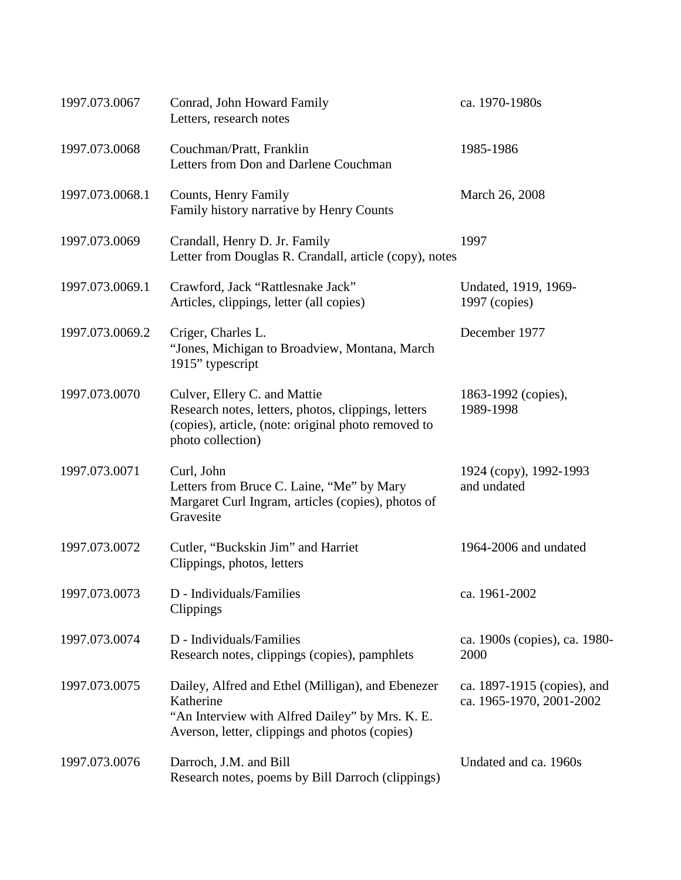| | | |
|---|---|---|
| 1997.073.0067 | Conrad, John Howard Family<br>Letters, research notes | ca. 1970-1980s |
| 1997.073.0068 | Couchman/Pratt, Franklin<br>Letters from Don and Darlene Couchman | 1985-1986 |
| 1997.073.0068.1 | Counts, Henry Family<br>Family history narrative by Henry Counts | March 26, 2008 |
| 1997.073.0069 | Crandall, Henry D. Jr. Family<br>Letter from Douglas R. Crandall, article (copy), notes | 1997 |
| 1997.073.0069.1 | Crawford, Jack "Rattlesnake Jack"<br>Articles, clippings, letter (all copies) | Undated, 1919, 1969-1997 (copies) |
| 1997.073.0069.2 | Criger, Charles L.<br>"Jones, Michigan to Broadview, Montana, March 1915" typescript | December 1977 |
| 1997.073.0070 | Culver, Ellery C. and Mattie<br>Research notes, letters, photos, clippings, letters (copies), article, (note: original photo removed to photo collection) | 1863-1992 (copies), 1989-1998 |
| 1997.073.0071 | Curl, John<br>Letters from Bruce C. Laine, "Me" by Mary Margaret Curl Ingram, articles (copies), photos of Gravesite | 1924 (copy), 1992-1993 and undated |
| 1997.073.0072 | Cutler, "Buckskin Jim" and Harriet<br>Clippings, photos, letters | 1964-2006 and undated |
| 1997.073.0073 | D - Individuals/Families<br>Clippings | ca. 1961-2002 |
| 1997.073.0074 | D - Individuals/Families<br>Research notes, clippings (copies), pamphlets | ca. 1900s (copies), ca. 1980-2000 |
| 1997.073.0075 | Dailey, Alfred and Ethel (Milligan), and Ebenezer Katherine<br>"An Interview with Alfred Dailey" by Mrs. K. E. Averson, letter, clippings and photos (copies) | ca. 1897-1915 (copies), and ca. 1965-1970, 2001-2002 |
| 1997.073.0076 | Darroch, J.M. and Bill<br>Research notes, poems by Bill Darroch (clippings) | Undated and ca. 1960s |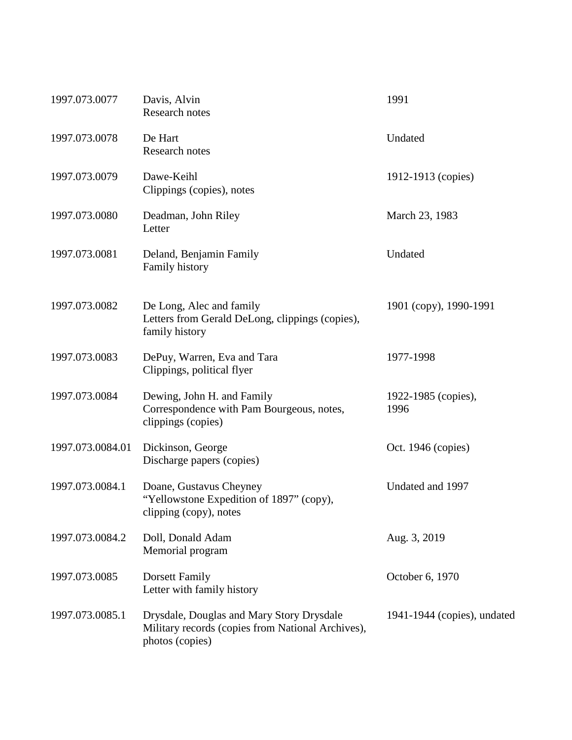| | | |
|---|---|---|
| 1997.073.0077 | Davis, Alvin<br>Research notes | 1991 |
| 1997.073.0078 | De Hart<br>Research notes | Undated |
| 1997.073.0079 | Dawe-Keihl<br>Clippings (copies), notes | 1912-1913 (copies) |
| 1997.073.0080 | Deadman, John Riley<br>Letter | March 23, 1983 |
| 1997.073.0081 | Deland, Benjamin Family<br>Family history | Undated |
| 1997.073.0082 | De Long, Alec and family<br>Letters from Gerald DeLong, clippings (copies), family history | 1901 (copy), 1990-1991 |
| 1997.073.0083 | DePuy, Warren, Eva and Tara<br>Clippings, political flyer | 1977-1998 |
| 1997.073.0084 | Dewing, John H. and Family<br>Correspondence with Pam Bourgeous, notes, clippings (copies) | 1922-1985 (copies), 1996 |
| 1997.073.0084.01 | Dickinson, George<br>Discharge papers (copies) | Oct. 1946 (copies) |
| 1997.073.0084.1 | Doane, Gustavus Cheyney<br>"Yellowstone Expedition of 1897" (copy), clipping (copy), notes | Undated and 1997 |
| 1997.073.0084.2 | Doll, Donald Adam<br>Memorial program | Aug. 3, 2019 |
| 1997.073.0085 | Dorsett Family<br>Letter with family history | October 6, 1970 |
| 1997.073.0085.1 | Drysdale, Douglas and Mary Story Drysdale<br>Military records (copies from National Archives), photos (copies) | 1941-1944 (copies), undated |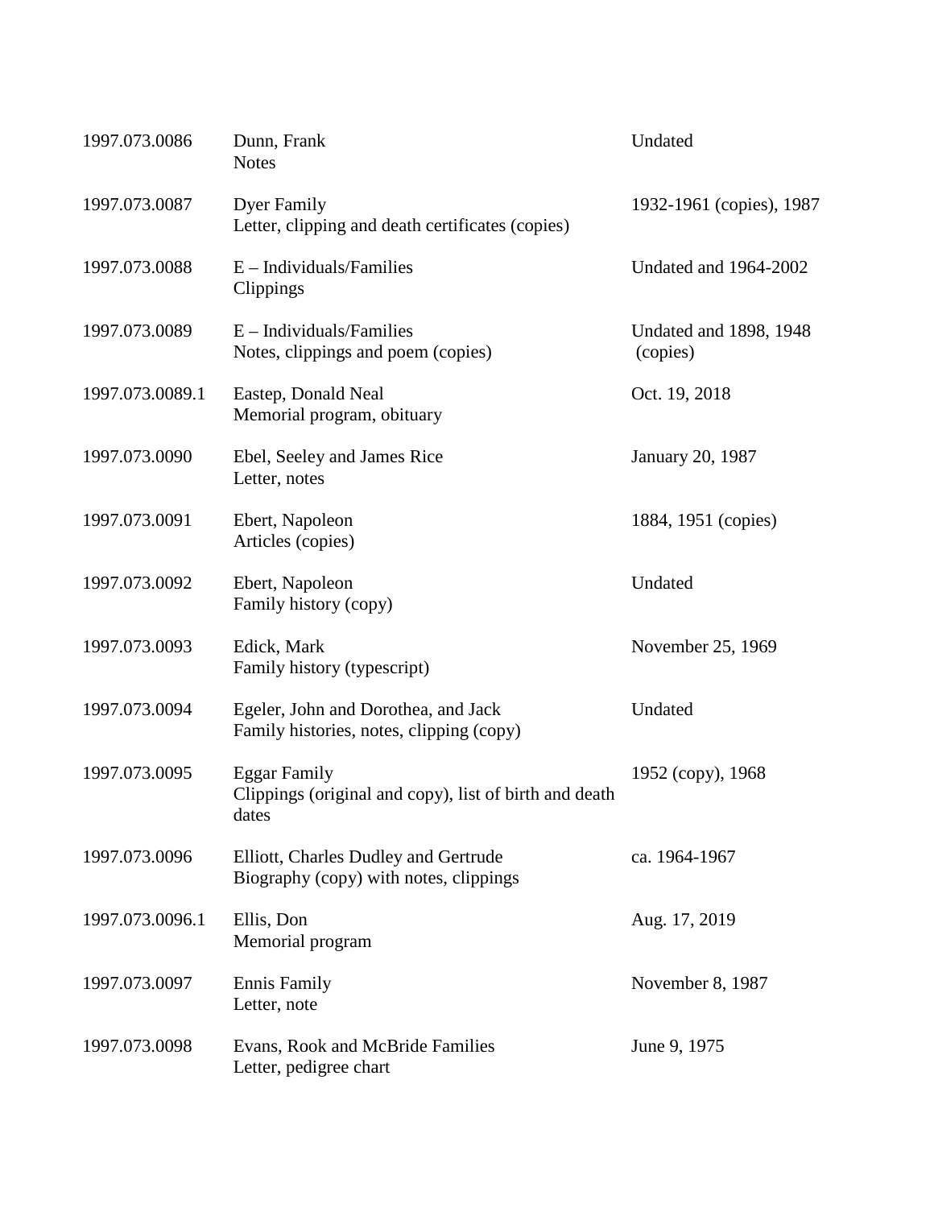| | | |
|---|---|---|
| 1997.073.0086 | Dunn, Frank<br>Notes | Undated |
| 1997.073.0087 | Dyer Family<br>Letter, clipping and death certificates (copies) | 1932-1961 (copies), 1987 |
| 1997.073.0088 | E – Individuals/Families<br>Clippings | Undated and 1964-2002 |
| 1997.073.0089 | E – Individuals/Families<br>Notes, clippings and poem (copies) | Undated and 1898, 1948 (copies) |
| 1997.073.0089.1 | Eastep, Donald Neal<br>Memorial program, obituary | Oct. 19, 2018 |
| 1997.073.0090 | Ebel, Seeley and James Rice<br>Letter, notes | January 20, 1987 |
| 1997.073.0091 | Ebert, Napoleon<br>Articles (copies) | 1884, 1951 (copies) |
| 1997.073.0092 | Ebert, Napoleon<br>Family history (copy) | Undated |
| 1997.073.0093 | Edick, Mark<br>Family history (typescript) | November 25, 1969 |
| 1997.073.0094 | Egeler, John and Dorothea, and Jack<br>Family histories, notes, clipping (copy) | Undated |
| 1997.073.0095 | Eggar Family<br>Clippings (original and copy), list of birth and death dates | 1952 (copy), 1968 |
| 1997.073.0096 | Elliott, Charles Dudley and Gertrude<br>Biography (copy) with notes, clippings | ca. 1964-1967 |
| 1997.073.0096.1 | Ellis, Don<br>Memorial program | Aug. 17, 2019 |
| 1997.073.0097 | Ennis Family<br>Letter, note | November 8, 1987 |
| 1997.073.0098 | Evans, Rook and McBride Families<br>Letter, pedigree chart | June 9, 1975 |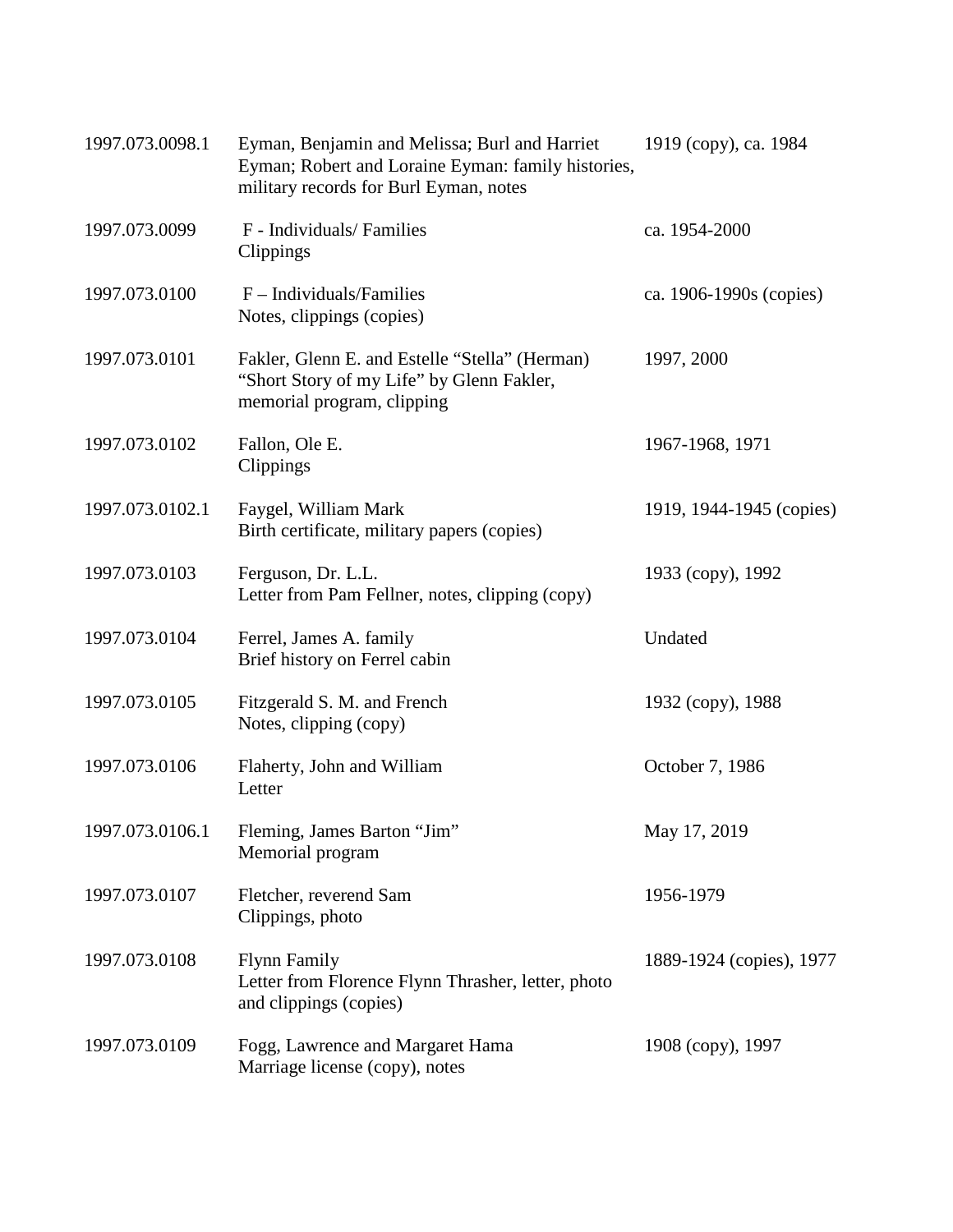| | | |
|---|---|---|
| 1997.073.0098.1 | Eyman, Benjamin and Melissa; Burl and Harriet Eyman; Robert and Loraine Eyman: family histories, military records for Burl Eyman, notes | 1919 (copy), ca. 1984 |
| 1997.073.0099 | F - Individuals/ Families<br>Clippings | ca. 1954-2000 |
| 1997.073.0100 | F – Individuals/Families<br>Notes, clippings (copies) | ca. 1906-1990s (copies) |
| 1997.073.0101 | Fakler, Glenn E. and Estelle "Stella" (Herman)<br>"Short Story of my Life" by Glenn Fakler, memorial program, clipping | 1997, 2000 |
| 1997.073.0102 | Fallon, Ole E.<br>Clippings | 1967-1968, 1971 |
| 1997.073.0102.1 | Faygel, William Mark<br>Birth certificate, military papers (copies) | 1919, 1944-1945 (copies) |
| 1997.073.0103 | Ferguson, Dr. L.L.<br>Letter from Pam Fellner, notes, clipping (copy) | 1933 (copy), 1992 |
| 1997.073.0104 | Ferrel, James A. family<br>Brief history on Ferrel cabin | Undated |
| 1997.073.0105 | Fitzgerald S. M. and French<br>Notes, clipping (copy) | 1932 (copy), 1988 |
| 1997.073.0106 | Flaherty, John and William<br>Letter | October 7, 1986 |
| 1997.073.0106.1 | Fleming, James Barton "Jim"<br>Memorial program | May 17, 2019 |
| 1997.073.0107 | Fletcher, reverend Sam<br>Clippings, photo | 1956-1979 |
| 1997.073.0108 | Flynn Family<br>Letter from Florence Flynn Thrasher, letter, photo and clippings (copies) | 1889-1924 (copies), 1977 |
| 1997.073.0109 | Fogg, Lawrence and Margaret Hama<br>Marriage license (copy), notes | 1908 (copy), 1997 |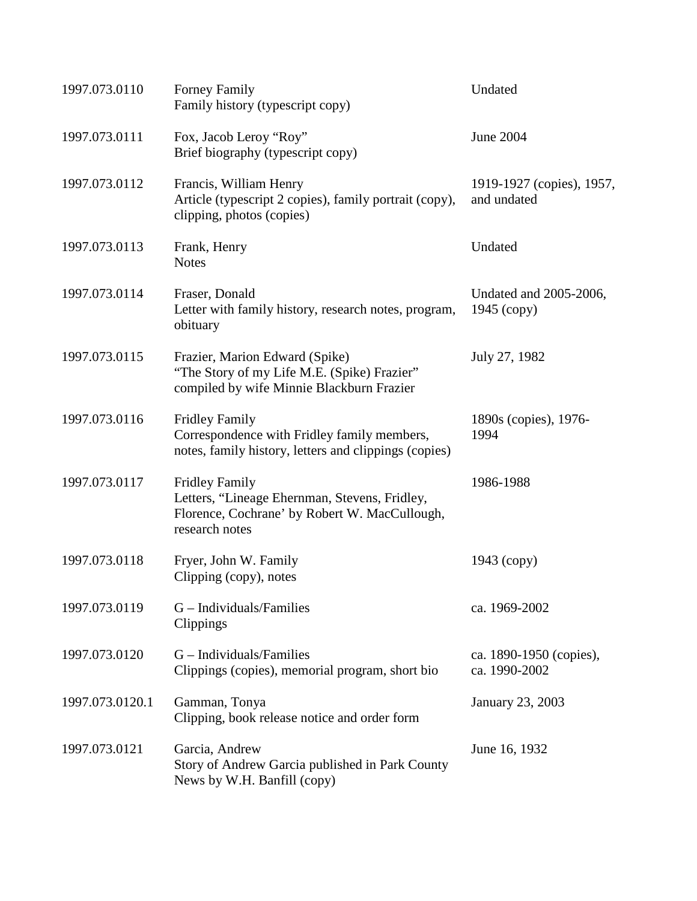| | | |
|---|---|---|
| 1997.073.0110 | Forney Family<br>Family history (typescript copy) | Undated |
| 1997.073.0111 | Fox, Jacob Leroy “Roy”<br>Brief biography (typescript copy) | June 2004 |
| 1997.073.0112 | Francis, William Henry<br>Article (typescript 2 copies), family portrait (copy), clipping, photos (copies) | 1919-1927 (copies), 1957, and undated |
| 1997.073.0113 | Frank, Henry<br>Notes | Undated |
| 1997.073.0114 | Fraser, Donald<br>Letter with family history, research notes, program, obituary | Undated and 2005-2006, 1945 (copy) |
| 1997.073.0115 | Frazier, Marion Edward (Spike)<br>“The Story of my Life M.E. (Spike) Frazier” compiled by wife Minnie Blackburn Frazier | July 27, 1982 |
| 1997.073.0116 | Fridley Family<br>Correspondence with Fridley family members, notes, family history, letters and clippings (copies) | 1890s (copies), 1976-1994 |
| 1997.073.0117 | Fridley Family<br>Letters, “Lineage Ehernman, Stevens, Fridley, Florence, Cochrane’ by Robert W. MacCullough, research notes | 1986-1988 |
| 1997.073.0118 | Fryer, John W. Family<br>Clipping (copy), notes | 1943 (copy) |
| 1997.073.0119 | G – Individuals/Families<br>Clippings | ca. 1969-2002 |
| 1997.073.0120 | G – Individuals/Families<br>Clippings (copies), memorial program, short bio | ca. 1890-1950 (copies), ca. 1990-2002 |
| 1997.073.0120.1 | Gamman, Tonya<br>Clipping, book release notice and order form | January 23, 2003 |
| 1997.073.0121 | Garcia, Andrew<br>Story of Andrew Garcia published in Park County News by W.H. Banfill (copy) | June 16, 1932 |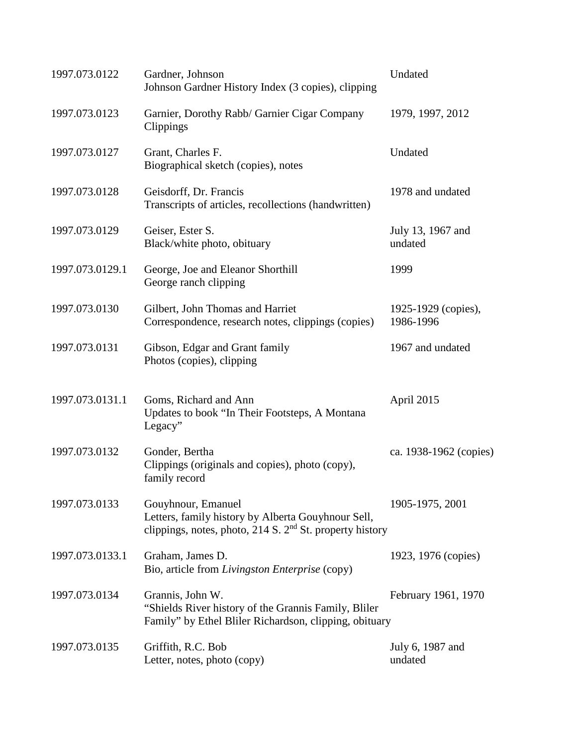| | | |
|---|---|---|
| 1997.073.0122 | Gardner, Johnson<br>Johnson Gardner History Index (3 copies), clipping | Undated |
| 1997.073.0123 | Garnier, Dorothy Rabb/ Garnier Cigar Company<br>Clippings | 1979, 1997, 2012 |
| 1997.073.0127 | Grant, Charles F.<br>Biographical sketch (copies), notes | Undated |
| 1997.073.0128 | Geisdorff, Dr. Francis<br>Transcripts of articles, recollections (handwritten) | 1978 and undated |
| 1997.073.0129 | Geiser, Ester S.<br>Black/white photo, obituary | July 13, 1967 and undated |
| 1997.073.0129.1 | George, Joe and Eleanor Shorthill<br>George ranch clipping | 1999 |
| 1997.073.0130 | Gilbert, John Thomas and Harriet<br>Correspondence, research notes, clippings (copies) | 1925-1929 (copies), 1986-1996 |
| 1997.073.0131 | Gibson, Edgar and Grant family<br>Photos (copies), clipping | 1967 and undated |
| 1997.073.0131.1 | Goms, Richard and Ann<br>Updates to book "In Their Footsteps, A Montana Legacy" | April 2015 |
| 1997.073.0132 | Gonder, Bertha<br>Clippings (originals and copies), photo (copy), family record | ca. 1938-1962 (copies) |
| 1997.073.0133 | Gouyhnour, Emanuel<br>Letters, family history by Alberta Gouyhnour Sell, clippings, notes, photo, 214 S. 2nd St. property history | 1905-1975, 2001 |
| 1997.073.0133.1 | Graham, James D.<br>Bio, article from *Livingston Enterprise* (copy) | 1923, 1976 (copies) |
| 1997.073.0134 | Grannis, John W.<br>"Shields River history of the Grannis Family, Bliler Family" by Ethel Bliler Richardson, clipping, obituary | February 1961, 1970 |
| 1997.073.0135 | Griffith, R.C. Bob<br>Letter, notes, photo (copy) | July 6, 1987 and undated |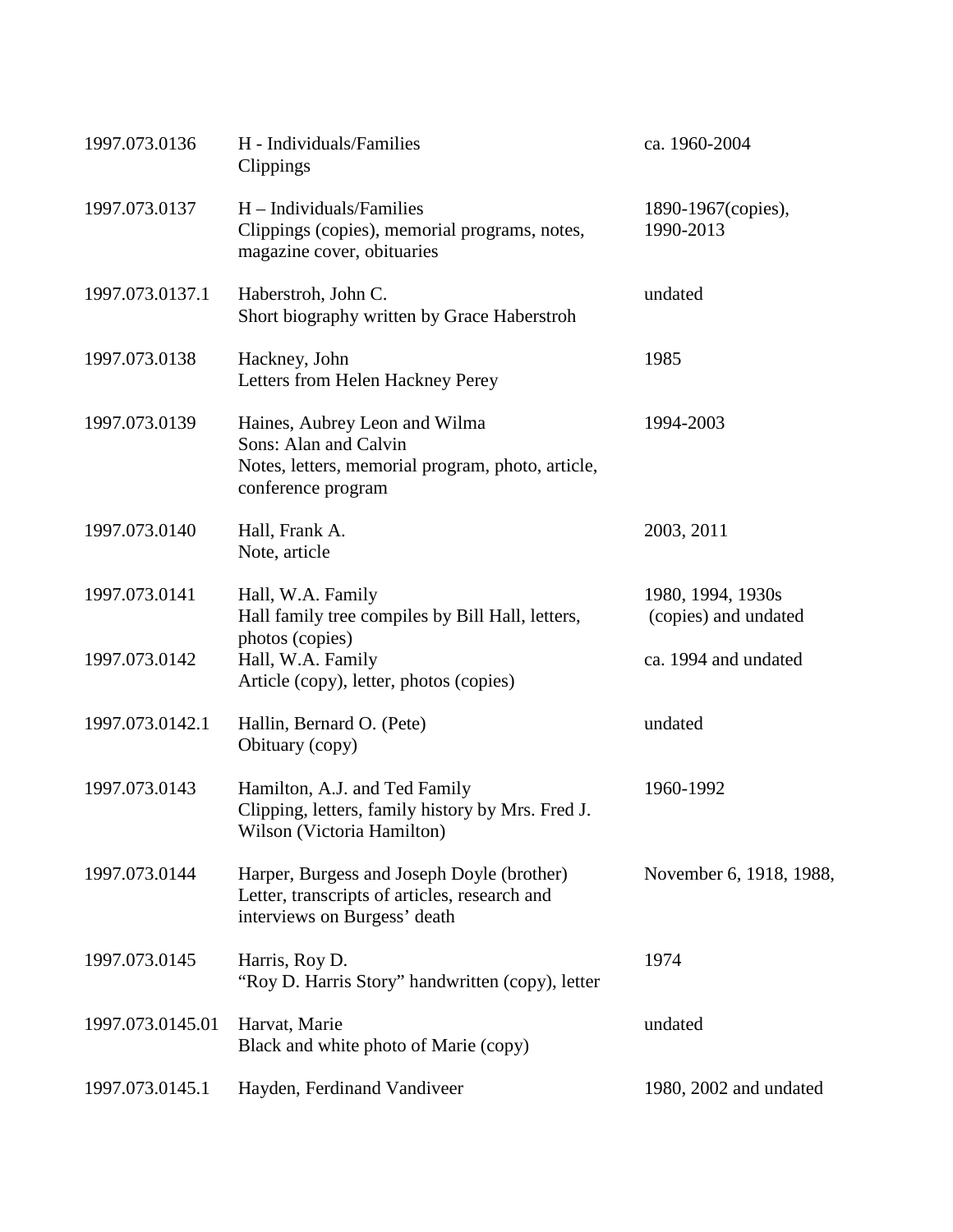| | | |
|---|---|---|
| 1997.073.0136 | H - Individuals/Families<br>Clippings | ca. 1960-2004 |
| 1997.073.0137 | H – Individuals/Families<br>Clippings (copies), memorial programs, notes, magazine cover, obituaries | 1890-1967(copies), 1990-2013 |
| 1997.073.0137.1 | Haberstroh, John C.<br>Short biography written by Grace Haberstroh | undated |
| 1997.073.0138 | Hackney, John<br>Letters from Helen Hackney Perey | 1985 |
| 1997.073.0139 | Haines, Aubrey Leon and Wilma<br>Sons: Alan and Calvin<br>Notes, letters, memorial program, photo, article, conference program | 1994-2003 |
| 1997.073.0140 | Hall, Frank A.<br>Note, article | 2003, 2011 |
| 1997.073.0141 | Hall, W.A. Family<br>Hall family tree compiles by Bill Hall, letters, photos (copies) | 1980, 1994, 1930s (copies) and undated |
| 1997.073.0142 | Hall, W.A. Family<br>Article (copy), letter, photos (copies) | ca. 1994 and undated |
| 1997.073.0142.1 | Hallin, Bernard O. (Pete)<br>Obituary (copy) | undated |
| 1997.073.0143 | Hamilton, A.J. and Ted Family<br>Clipping, letters, family history by Mrs. Fred J. Wilson (Victoria Hamilton) | 1960-1992 |
| 1997.073.0144 | Harper, Burgess and Joseph Doyle (brother)<br>Letter, transcripts of articles, research and interviews on Burgess' death | November 6, 1918, 1988, |
| 1997.073.0145 | Harris, Roy D.<br>"Roy D. Harris Story" handwritten (copy), letter | 1974 |
| 1997.073.0145.01 | Harvat, Marie<br>Black and white photo of Marie (copy) | undated |
| 1997.073.0145.1 | Hayden, Ferdinand Vandiveer | 1980, 2002 and undated |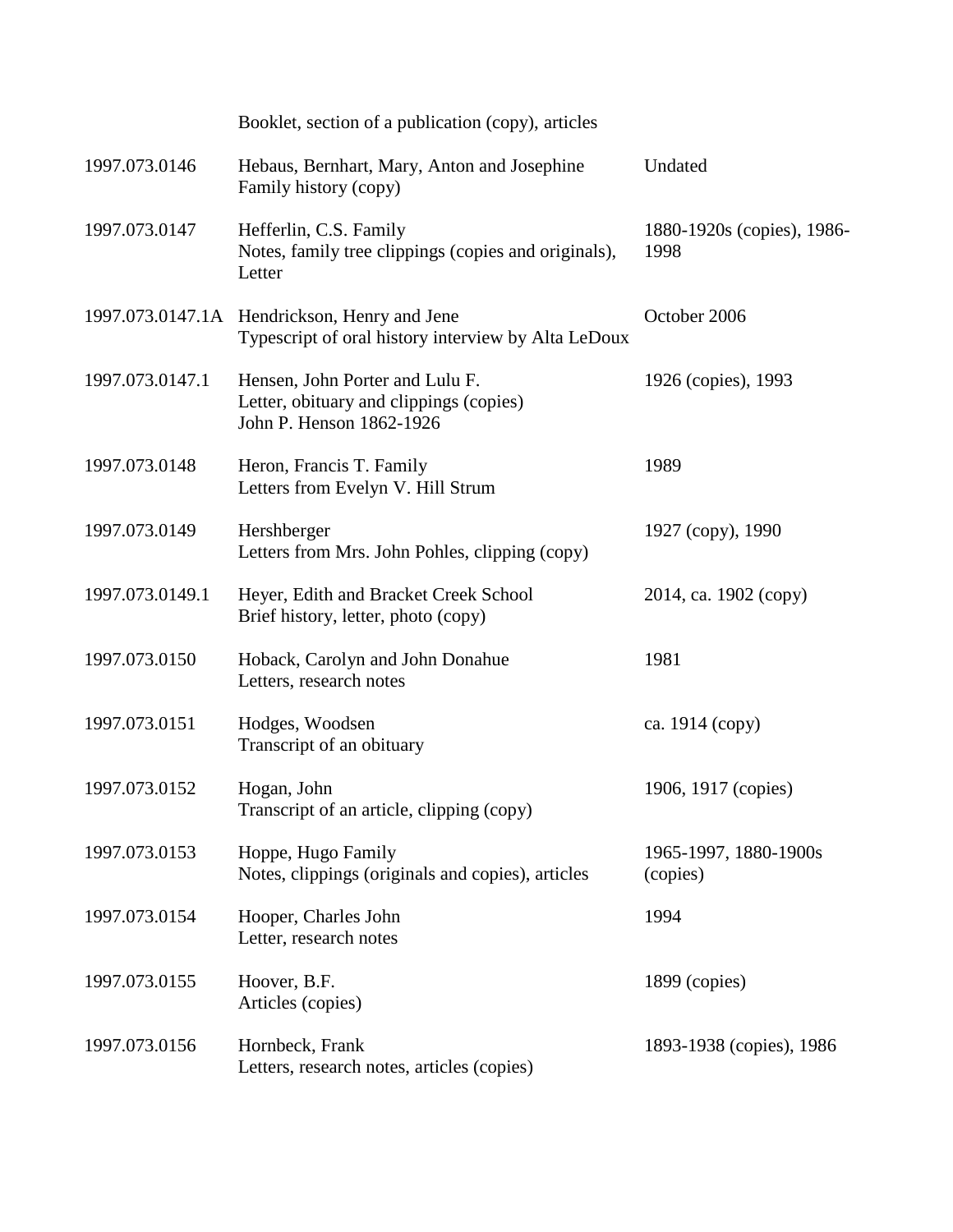| | | |
|---|---|---|
| | Booklet, section of a publication (copy), articles | |
| 1997.073.0146 | Hebaus, Bernhart, Mary, Anton and Josephine<br>Family history (copy) | Undated |
| 1997.073.0147 | Hefferlin, C.S. Family<br>Notes, family tree clippings (copies and originals), Letter | 1880-1920s (copies), 1986-1998 |
| 1997.073.0147.1A | Hendrickson, Henry and Jene<br>Typescript of oral history interview by Alta LeDoux | October 2006 |
| 1997.073.0147.1 | Hensen, John Porter and Lulu F.<br>Letter, obituary and clippings (copies)<br>John P. Henson 1862-1926 | 1926 (copies), 1993 |
| 1997.073.0148 | Heron, Francis T. Family<br>Letters from Evelyn V. Hill Strum | 1989 |
| 1997.073.0149 | Hershberger<br>Letters from Mrs. John Pohles, clipping (copy) | 1927 (copy), 1990 |
| 1997.073.0149.1 | Heyer, Edith and Bracket Creek School<br>Brief history, letter, photo (copy) | 2014, ca. 1902 (copy) |
| 1997.073.0150 | Hoback, Carolyn and John Donahue<br>Letters, research notes | 1981 |
| 1997.073.0151 | Hodges, Woodsen<br>Transcript of an obituary | ca. 1914 (copy) |
| 1997.073.0152 | Hogan, John<br>Transcript of an article, clipping (copy) | 1906, 1917 (copies) |
| 1997.073.0153 | Hoppe, Hugo Family<br>Notes, clippings (originals and copies), articles | 1965-1997, 1880-1900s (copies) |
| 1997.073.0154 | Hooper, Charles John<br>Letter, research notes | 1994 |
| 1997.073.0155 | Hoover, B.F.<br>Articles (copies) | 1899 (copies) |
| 1997.073.0156 | Hornbeck, Frank<br>Letters, research notes, articles (copies) | 1893-1938 (copies), 1986 |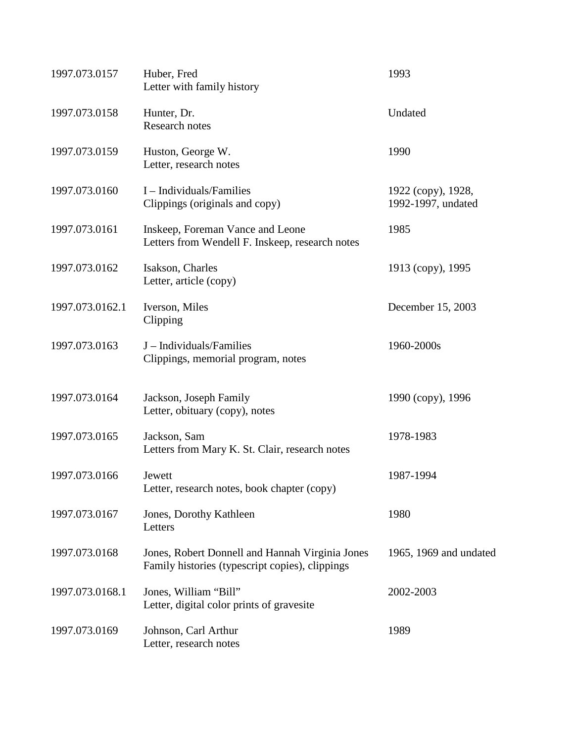| | | |
|---|---|---|
| 1997.073.0157 | Huber, Fred<br>Letter with family history | 1993 |
| 1997.073.0158 | Hunter, Dr.<br>Research notes | Undated |
| 1997.073.0159 | Huston, George W.<br>Letter, research notes | 1990 |
| 1997.073.0160 | I – Individuals/Families<br>Clippings (originals and copy) | 1922 (copy), 1928, 1992-1997, undated |
| 1997.073.0161 | Inskeep, Foreman Vance and Leone<br>Letters from Wendell F. Inskeep, research notes | 1985 |
| 1997.073.0162 | Isakson, Charles<br>Letter, article (copy) | 1913 (copy), 1995 |
| 1997.073.0162.1 | Iverson, Miles<br>Clipping | December 15, 2003 |
| 1997.073.0163 | J – Individuals/Families<br>Clippings, memorial program, notes | 1960-2000s |
| 1997.073.0164 | Jackson, Joseph Family<br>Letter, obituary (copy), notes | 1990 (copy), 1996 |
| 1997.073.0165 | Jackson, Sam<br>Letters from Mary K. St. Clair, research notes | 1978-1983 |
| 1997.073.0166 | Jewett<br>Letter, research notes, book chapter (copy) | 1987-1994 |
| 1997.073.0167 | Jones, Dorothy Kathleen<br>Letters | 1980 |
| 1997.073.0168 | Jones, Robert Donnell and Hannah Virginia Jones<br>Family histories (typescript copies), clippings | 1965, 1969 and undated |
| 1997.073.0168.1 | Jones, William "Bill"<br>Letter, digital color prints of gravesite | 2002-2003 |
| 1997.073.0169 | Johnson, Carl Arthur<br>Letter, research notes | 1989 |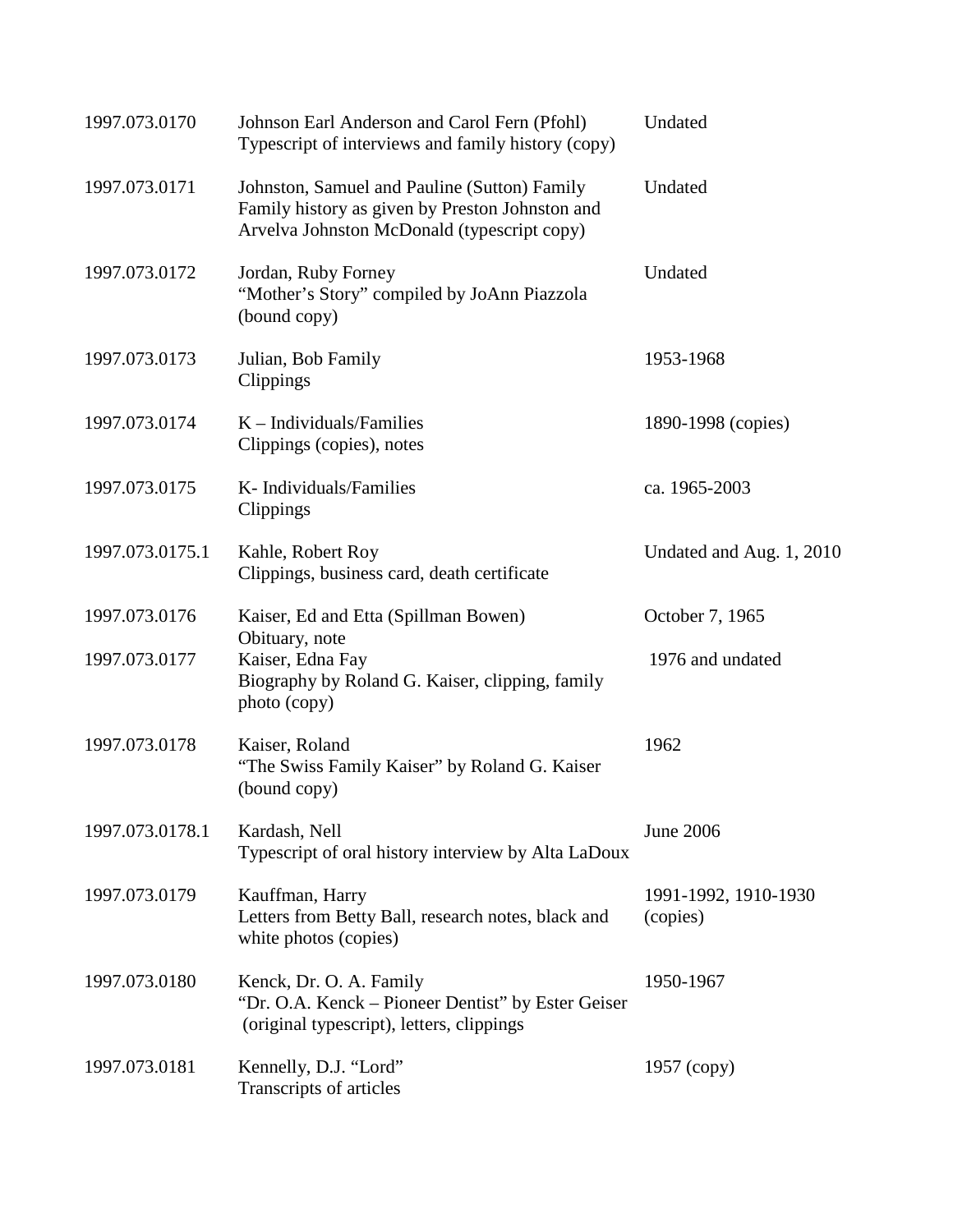| | | |
|---|---|---|
| 1997.073.0170 | Johnson Earl Anderson and Carol Fern (Pfohl)<br>Typescript of interviews and family history (copy) | Undated |
| 1997.073.0171 | Johnston, Samuel and Pauline (Sutton) Family<br>Family history as given by Preston Johnston and Arvelva Johnston McDonald (typescript copy) | Undated |
| 1997.073.0172 | Jordan, Ruby Forney<br>"Mother's Story" compiled by JoAnn Piazzola (bound copy) | Undated |
| 1997.073.0173 | Julian, Bob Family<br>Clippings | 1953-1968 |
| 1997.073.0174 | K – Individuals/Families<br>Clippings (copies), notes | 1890-1998 (copies) |
| 1997.073.0175 | K- Individuals/Families<br>Clippings | ca. 1965-2003 |
| 1997.073.0175.1 | Kahle, Robert Roy<br>Clippings, business card, death certificate | Undated and Aug. 1, 2010 |
| 1997.073.0176 | Kaiser, Ed and Etta (Spillman Bowen)<br>Obituary, note | October 7, 1965 |
| 1997.073.0177 | Kaiser, Edna Fay<br>Biography by Roland G. Kaiser, clipping, family photo (copy) | 1976 and undated |
| 1997.073.0178 | Kaiser, Roland<br>"The Swiss Family Kaiser" by Roland G. Kaiser (bound copy) | 1962 |
| 1997.073.0178.1 | Kardash, Nell<br>Typescript of oral history interview by Alta LaDoux | June 2006 |
| 1997.073.0179 | Kauffman, Harry<br>Letters from Betty Ball, research notes, black and white photos (copies) | 1991-1992, 1910-1930 (copies) |
| 1997.073.0180 | Kenck, Dr. O. A. Family<br>"Dr. O.A. Kenck – Pioneer Dentist" by Ester Geiser (original typescript), letters, clippings | 1950-1967 |
| 1997.073.0181 | Kennelly, D.J. "Lord"<br>Transcripts of articles | 1957 (copy) |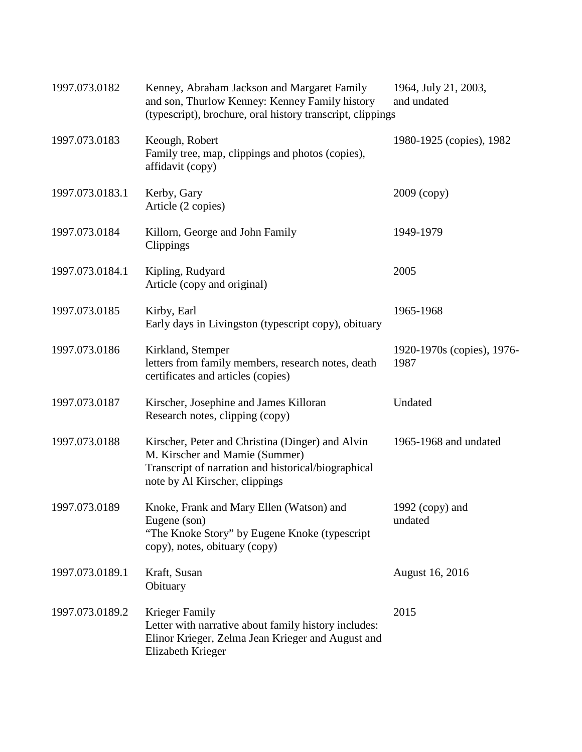| | | |
|---|---|---|
| 1997.073.0182 | Kenney, Abraham Jackson and Margaret Family and son, Thurlow Kenney: Kenney Family history (typescript), brochure, oral history transcript, clippings | 1964, July 21, 2003, and undated |
| 1997.073.0183 | Keough, Robert<br>Family tree, map, clippings and photos (copies), affidavit (copy) | 1980-1925 (copies), 1982 |
| 1997.073.0183.1 | Kerby, Gary<br>Article (2 copies) | 2009 (copy) |
| 1997.073.0184 | Killorn, George and John Family<br>Clippings | 1949-1979 |
| 1997.073.0184.1 | Kipling, Rudyard<br>Article (copy and original) | 2005 |
| 1997.073.0185 | Kirby, Earl<br>Early days in Livingston (typescript copy), obituary | 1965-1968 |
| 1997.073.0186 | Kirkland, Stemper<br>letters from family members, research notes, death certificates and articles (copies) | 1920-1970s (copies), 1976-1987 |
| 1997.073.0187 | Kirscher, Josephine and James Killoran<br>Research notes, clipping (copy) | Undated |
| 1997.073.0188 | Kirscher, Peter and Christina (Dinger) and Alvin M. Kirscher and Mamie (Summer)<br>Transcript of narration and historical/biographical note by Al Kirscher, clippings | 1965-1968 and undated |
| 1997.073.0189 | Knoke, Frank and Mary Ellen (Watson) and Eugene (son)<br>"The Knoke Story" by Eugene Knoke (typescript copy), notes, obituary (copy) | 1992 (copy) and undated |
| 1997.073.0189.1 | Kraft, Susan<br>Obituary | August 16, 2016 |
| 1997.073.0189.2 | Krieger Family<br>Letter with narrative about family history includes: Elinor Krieger, Zelma Jean Krieger and August and Elizabeth Krieger | 2015 |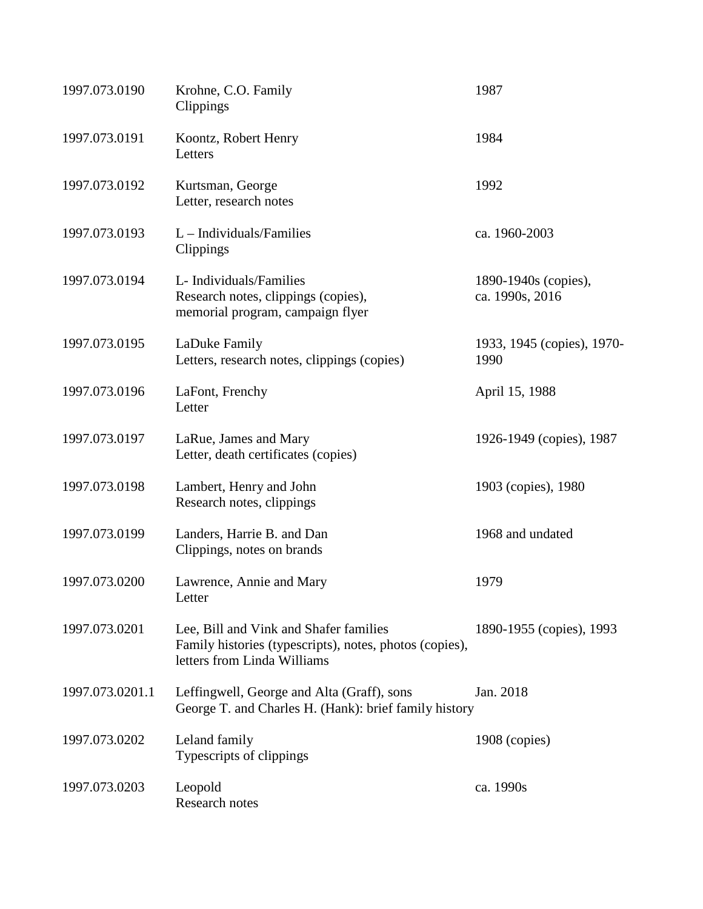| | | |
|---|---|---|
| 1997.073.0190 | Krohne, C.O. Family<br>Clippings | 1987 |
| 1997.073.0191 | Koontz, Robert Henry<br>Letters | 1984 |
| 1997.073.0192 | Kurtsman, George<br>Letter, research notes | 1992 |
| 1997.073.0193 | L – Individuals/Families<br>Clippings | ca. 1960-2003 |
| 1997.073.0194 | L- Individuals/Families<br>Research notes, clippings (copies), memorial program, campaign flyer | 1890-1940s (copies), ca. 1990s, 2016 |
| 1997.073.0195 | LaDuke Family<br>Letters, research notes, clippings (copies) | 1933, 1945 (copies), 1970-1990 |
| 1997.073.0196 | LaFont, Frenchy<br>Letter | April 15, 1988 |
| 1997.073.0197 | LaRue, James and Mary<br>Letter, death certificates (copies) | 1926-1949 (copies), 1987 |
| 1997.073.0198 | Lambert, Henry and John<br>Research notes, clippings | 1903 (copies), 1980 |
| 1997.073.0199 | Landers, Harrie B. and Dan<br>Clippings, notes on brands | 1968 and undated |
| 1997.073.0200 | Lawrence, Annie and Mary<br>Letter | 1979 |
| 1997.073.0201 | Lee, Bill and Vink and Shafer families<br>Family histories (typescripts), notes, photos (copies), letters from Linda Williams | 1890-1955 (copies), 1993 |
| 1997.073.0201.1 | Leffingwell, George and Alta (Graff), sons George T. and Charles H. (Hank): brief family history | Jan. 2018 |
| 1997.073.0202 | Leland family<br>Typescripts of clippings | 1908 (copies) |
| 1997.073.0203 | Leopold<br>Research notes | ca. 1990s |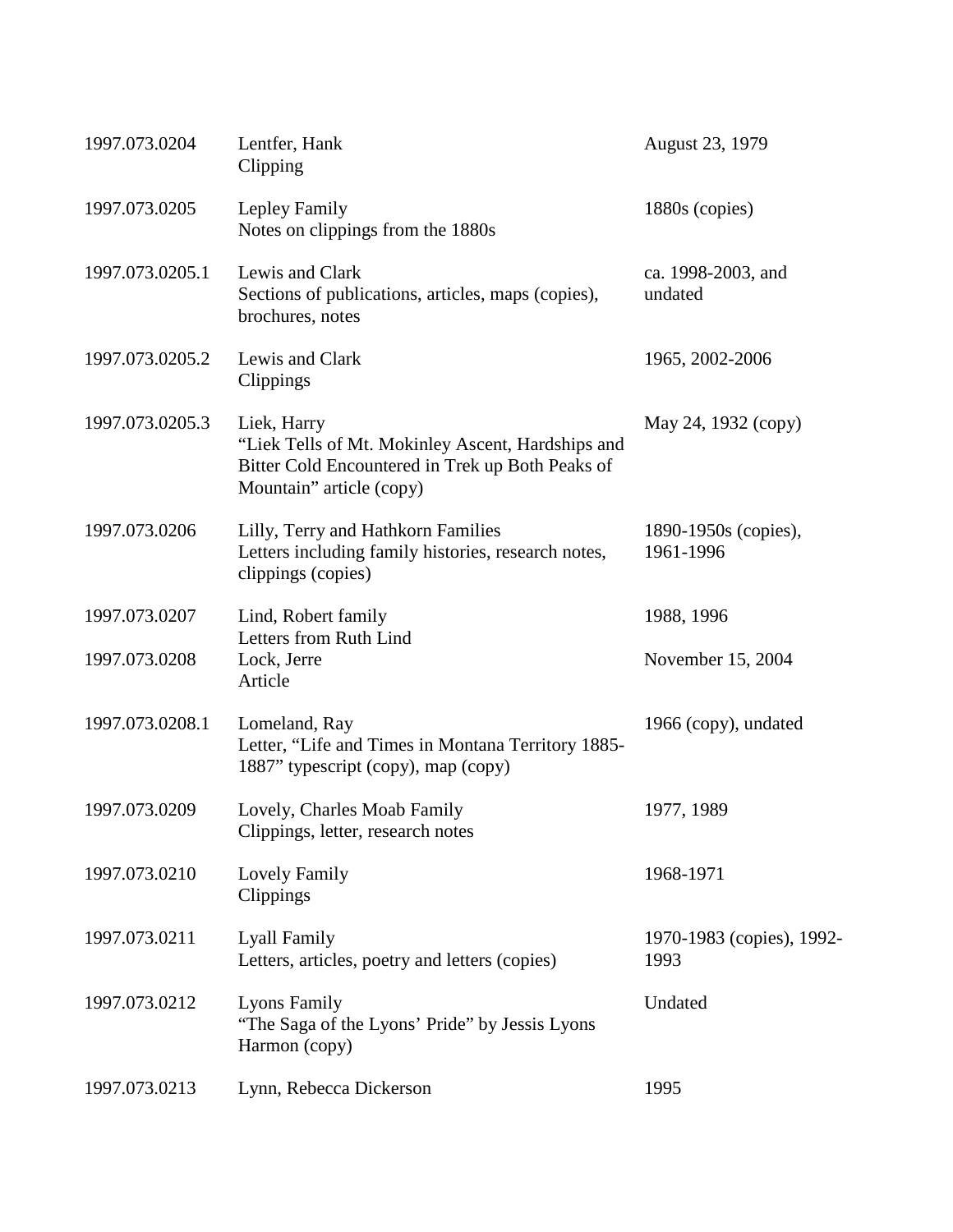| | | |
|---|---|---|
| 1997.073.0204 | Lentfer, Hank<br>Clipping | August 23, 1979 |
| 1997.073.0205 | Lepley Family<br>Notes on clippings from the 1880s | 1880s (copies) |
| 1997.073.0205.1 | Lewis and Clark<br>Sections of publications, articles, maps (copies), brochures, notes | ca. 1998-2003, and undated |
| 1997.073.0205.2 | Lewis and Clark<br>Clippings | 1965, 2002-2006 |
| 1997.073.0205.3 | Liek, Harry<br>"Liek Tells of Mt. Mokinley Ascent, Hardships and Bitter Cold Encountered in Trek up Both Peaks of Mountain" article (copy) | May 24, 1932 (copy) |
| 1997.073.0206 | Lilly, Terry and Hathkorn Families<br>Letters including family histories, research notes, clippings (copies) | 1890-1950s (copies), 1961-1996 |
| 1997.073.0207 | Lind, Robert family<br>Letters from Ruth Lind | 1988, 1996 |
| 1997.073.0208 | Lock, Jerre<br>Article | November 15, 2004 |
| 1997.073.0208.1 | Lomeland, Ray<br>Letter, "Life and Times in Montana Territory 1885-1887" typescript (copy), map (copy) | 1966 (copy), undated |
| 1997.073.0209 | Lovely, Charles Moab Family<br>Clippings, letter, research notes | 1977, 1989 |
| 1997.073.0210 | Lovely Family<br>Clippings | 1968-1971 |
| 1997.073.0211 | Lyall Family<br>Letters, articles, poetry and letters (copies) | 1970-1983 (copies), 1992-1993 |
| 1997.073.0212 | Lyons Family<br>"The Saga of the Lyons' Pride" by Jessis Lyons Harmon (copy) | Undated |
| 1997.073.0213 | Lynn, Rebecca Dickerson | 1995 |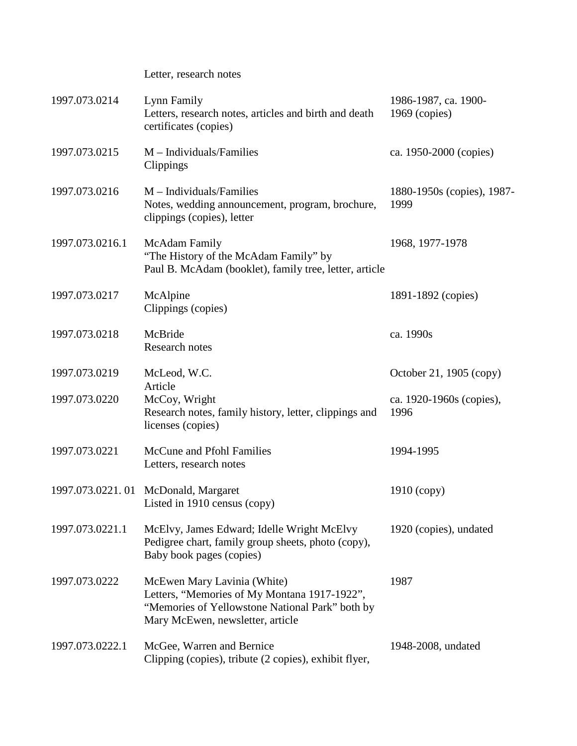| | | |
|---|---|---|
| | Letter, research notes | |
| 1997.073.0214 | Lynn Family<br>Letters, research notes, articles and birth and death certificates (copies) | 1986-1987, ca. 1900-1969 (copies) |
| 1997.073.0215 | M – Individuals/Families<br>Clippings | ca. 1950-2000 (copies) |
| 1997.073.0216 | M – Individuals/Families<br>Notes, wedding announcement, program, brochure, clippings (copies), letter | 1880-1950s (copies), 1987-1999 |
| 1997.073.0216.1 | McAdam Family<br>"The History of the McAdam Family" by Paul B. McAdam (booklet), family tree, letter, article | 1968, 1977-1978 |
| 1997.073.0217 | McAlpine<br>Clippings (copies) | 1891-1892 (copies) |
| 1997.073.0218 | McBride<br>Research notes | ca. 1990s |
| 1997.073.0219 | McLeod, W.C.<br>Article | October 21, 1905 (copy) |
| 1997.073.0220 | McCoy, Wright<br>Research notes, family history, letter, clippings and licenses (copies) | ca. 1920-1960s (copies), 1996 |
| 1997.073.0221 | McCune and Pfohl Families<br>Letters, research notes | 1994-1995 |
| 1997.073.0221. 01 | McDonald, Margaret<br>Listed in 1910 census (copy) | 1910 (copy) |
| 1997.073.0221.1 | McElvy, James Edward; Idelle Wright McElvy<br>Pedigree chart, family group sheets, photo (copy), Baby book pages (copies) | 1920 (copies), undated |
| 1997.073.0222 | McEwen Mary Lavinia (White)<br>Letters, "Memories of My Montana 1917-1922", "Memories of Yellowstone National Park" both by Mary McEwen, newsletter, article | 1987 |
| 1997.073.0222.1 | McGee, Warren and Bernice<br>Clipping (copies), tribute (2 copies), exhibit flyer, | 1948-2008, undated |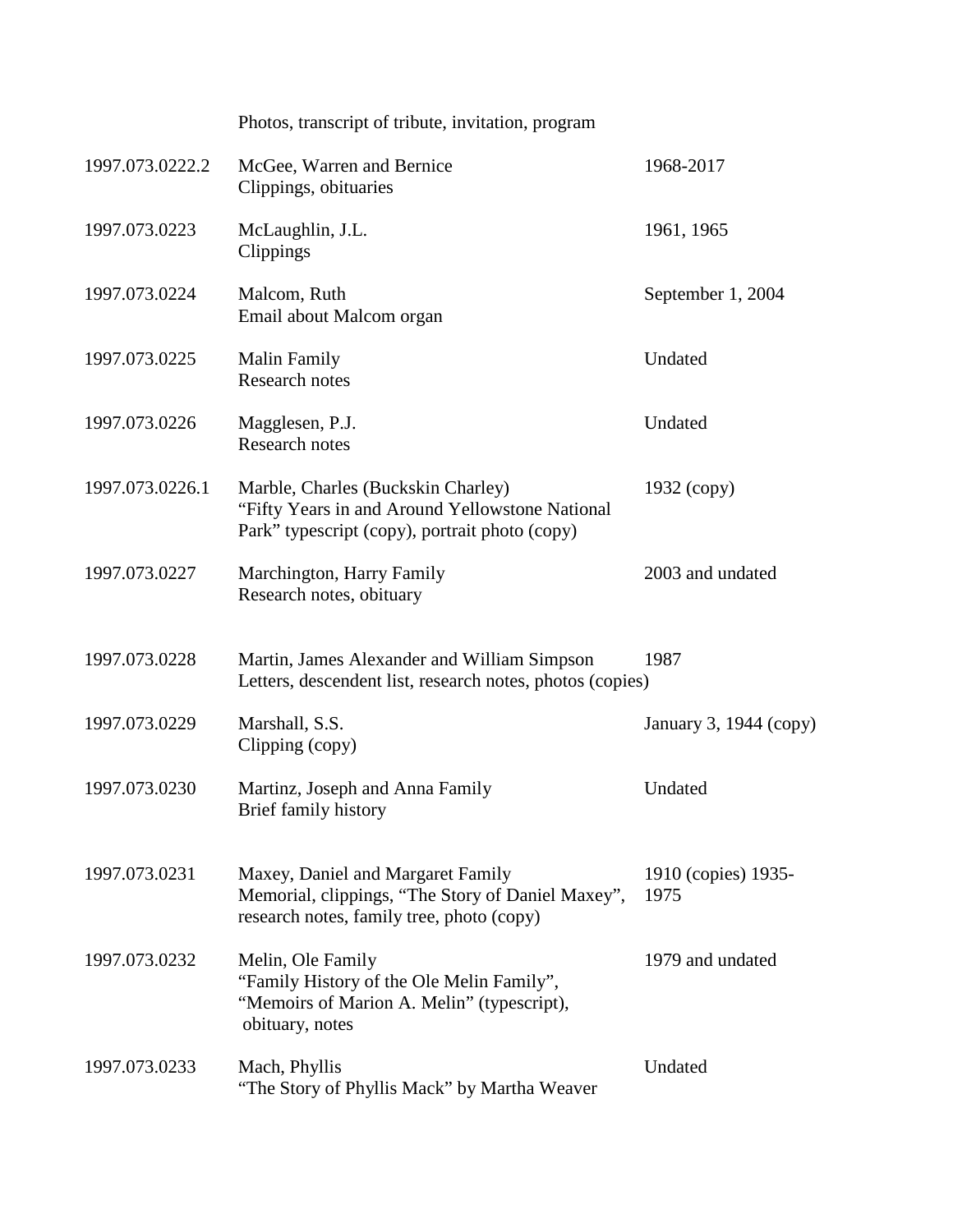| | | |
|---|---|---|
| | Photos, transcript of tribute, invitation, program | |
| 1997.073.0222.2 | McGee, Warren and Bernice<br>Clippings, obituaries | 1968-2017 |
| 1997.073.0223 | McLaughlin, J.L.<br>Clippings | 1961, 1965 |
| 1997.073.0224 | Malcom, Ruth<br>Email about Malcom organ | September 1, 2004 |
| 1997.073.0225 | Malin Family<br>Research notes | Undated |
| 1997.073.0226 | Magglesen, P.J.<br>Research notes | Undated |
| 1997.073.0226.1 | Marble, Charles (Buckskin Charley)<br>"Fifty Years in and Around Yellowstone National Park" typescript (copy), portrait photo (copy) | 1932 (copy) |
| 1997.073.0227 | Marchington, Harry Family<br>Research notes, obituary | 2003 and undated |
| 1997.073.0228 | Martin, James Alexander and William Simpson<br>Letters, descendent list, research notes, photos (copies) | 1987 |
| 1997.073.0229 | Marshall, S.S.<br>Clipping (copy) | January 3, 1944 (copy) |
| 1997.073.0230 | Martinz, Joseph and Anna Family<br>Brief family history | Undated |
| 1997.073.0231 | Maxey, Daniel and Margaret Family<br>Memorial, clippings, "The Story of Daniel Maxey", research notes, family tree, photo (copy) | 1910 (copies) 1935-1975 |
| 1997.073.0232 | Melin, Ole Family<br>"Family History of the Ole Melin Family", "Memoirs of Marion A. Melin" (typescript), obituary, notes | 1979 and undated |
| 1997.073.0233 | Mach, Phyllis<br>"The Story of Phyllis Mack" by Martha Weaver | Undated |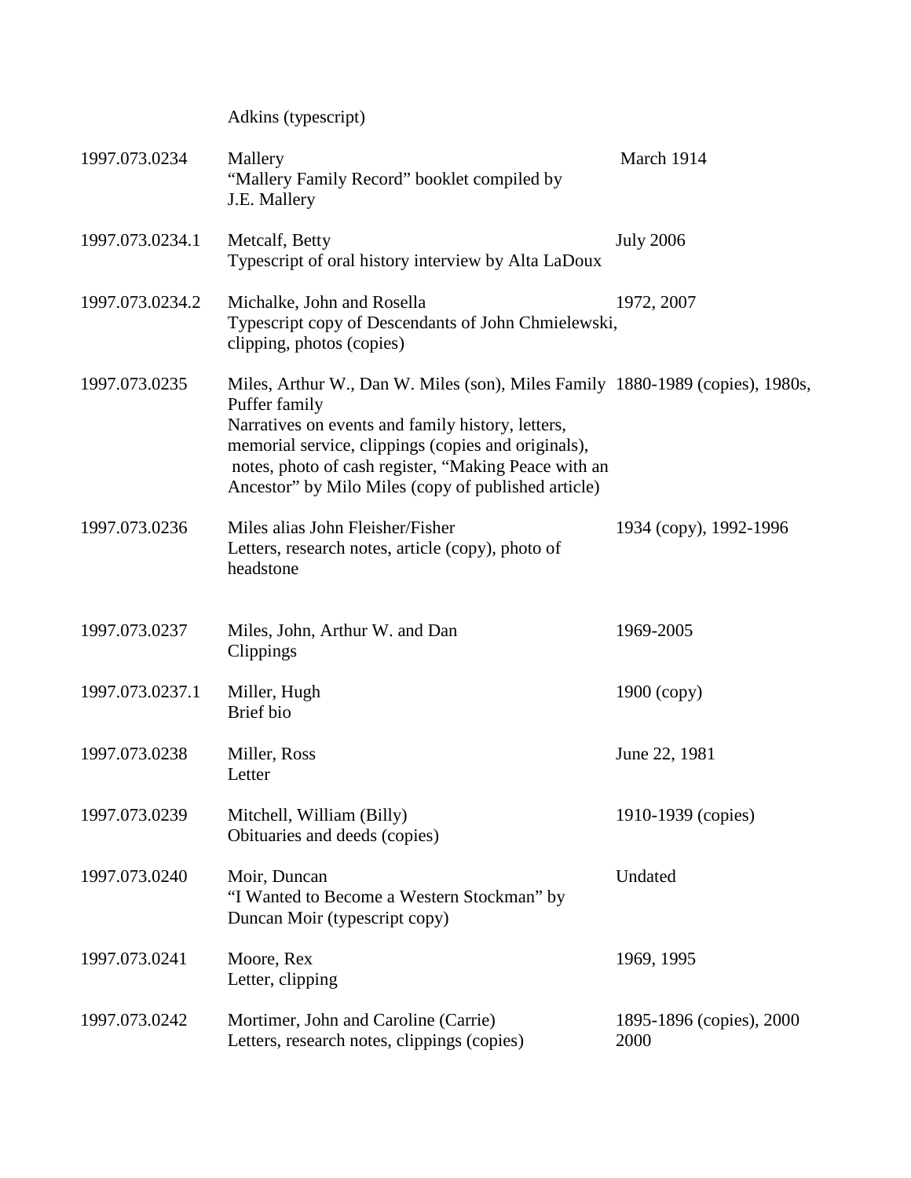Adkins (typescript)

| | | |
|---|---|---|
| 1997.073.0234 | Mallery<br>"Mallery Family Record" booklet compiled by J.E. Mallery | March 1914 |
| 1997.073.0234.1 | Metcalf, Betty<br>Typescript of oral history interview by Alta LaDoux | July 2006 |
| 1997.073.0234.2 | Michalke, John and Rosella<br>Typescript copy of Descendants of John Chmielewski, clipping, photos (copies) | 1972, 2007 |
| 1997.073.0235 | Miles, Arthur W., Dan W. Miles (son), Miles Family Puffer family<br>Narratives on events and family history, letters, memorial service, clippings (copies and originals), notes, photo of cash register, "Making Peace with an Ancestor" by Milo Miles (copy of published article) | 1880-1989 (copies), 1980s, |
| 1997.073.0236 | Miles alias John Fleisher/Fisher<br>Letters, research notes, article (copy), photo of headstone | 1934 (copy), 1992-1996 |
| 1997.073.0237 | Miles, John, Arthur W. and Dan<br>Clippings | 1969-2005 |
| 1997.073.0237.1 | Miller, Hugh<br>Brief bio | 1900 (copy) |
| 1997.073.0238 | Miller, Ross<br>Letter | June 22, 1981 |
| 1997.073.0239 | Mitchell, William (Billy)<br>Obituaries and deeds (copies) | 1910-1939 (copies) |
| 1997.073.0240 | Moir, Duncan<br>"I Wanted to Become a Western Stockman" by Duncan Moir (typescript copy) | Undated |
| 1997.073.0241 | Moore, Rex<br>Letter, clipping | 1969, 1995 |
| 1997.073.0242 | Mortimer, John and Caroline (Carrie)<br>Letters, research notes, clippings (copies) | 1895-1896 (copies), 2000 2000 |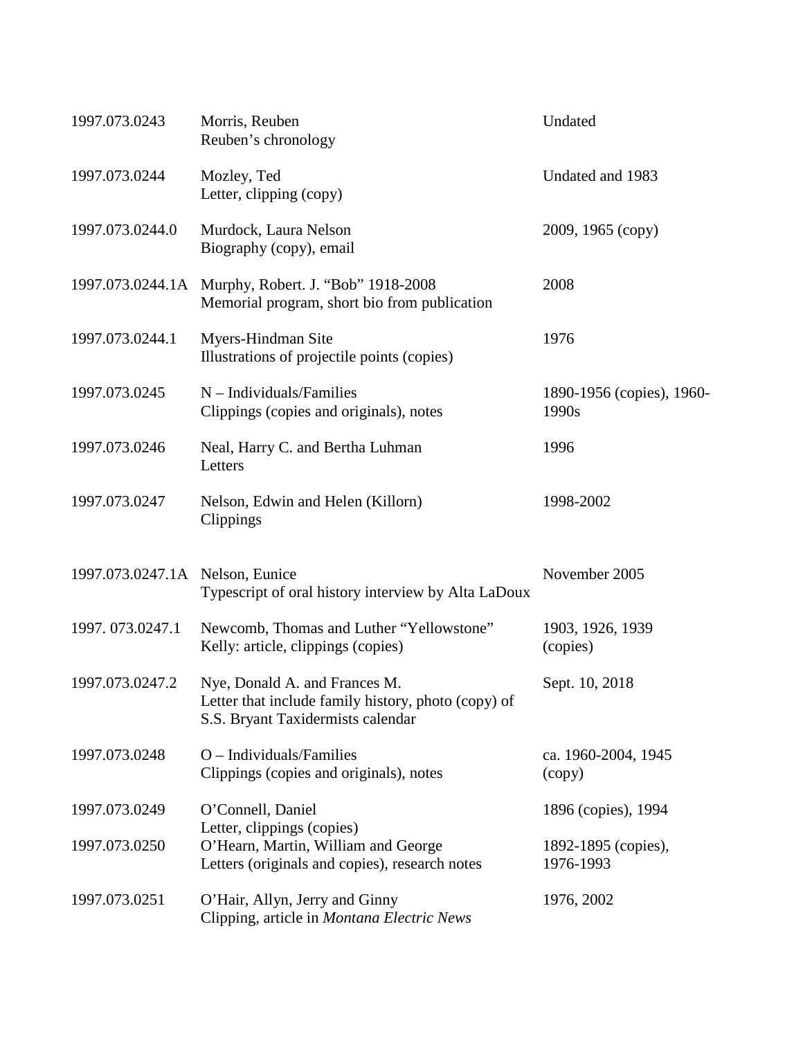| | | |
|---|---|---|
| 1997.073.0243 | Morris, Reuben<br>Reuben's chronology | Undated |
| 1997.073.0244 | Mozley, Ted<br>Letter, clipping (copy) | Undated and 1983 |
| 1997.073.0244.0 | Murdock, Laura Nelson<br>Biography (copy), email | 2009, 1965 (copy) |
| 1997.073.0244.1A | Murphy, Robert. J. "Bob" 1918-2008<br>Memorial program, short bio from publication | 2008 |
| 1997.073.0244.1 | Myers-Hindman Site<br>Illustrations of projectile points (copies) | 1976 |
| 1997.073.0245 | N – Individuals/Families<br>Clippings (copies and originals), notes | 1890-1956 (copies), 1960-1990s |
| 1997.073.0246 | Neal, Harry C. and Bertha Luhman<br>Letters | 1996 |
| 1997.073.0247 | Nelson, Edwin and Helen (Killorn)<br>Clippings | 1998-2002 |
| 1997.073.0247.1A | Nelson, Eunice<br>Typescript of oral history interview by Alta LaDoux | November 2005 |
| 1997. 073.0247.1 | Newcomb, Thomas and Luther "Yellowstone" Kelly: article, clippings (copies) | 1903, 1926, 1939 (copies) |
| 1997.073.0247.2 | Nye, Donald A. and Frances M.<br>Letter that include family history, photo (copy) of S.S. Bryant Taxidermists calendar | Sept. 10, 2018 |
| 1997.073.0248 | O – Individuals/Families<br>Clippings (copies and originals), notes | ca. 1960-2004, 1945 (copy) |
| 1997.073.0249 | O'Connell, Daniel<br>Letter, clippings (copies) | 1896 (copies), 1994 |
| 1997.073.0250 | O'Hearn, Martin, William and George<br>Letters (originals and copies), research notes | 1892-1895 (copies), 1976-1993 |
| 1997.073.0251 | O'Hair, Allyn, Jerry and Ginny<br>Clipping, article in *Montana Electric News* | 1976, 2002 |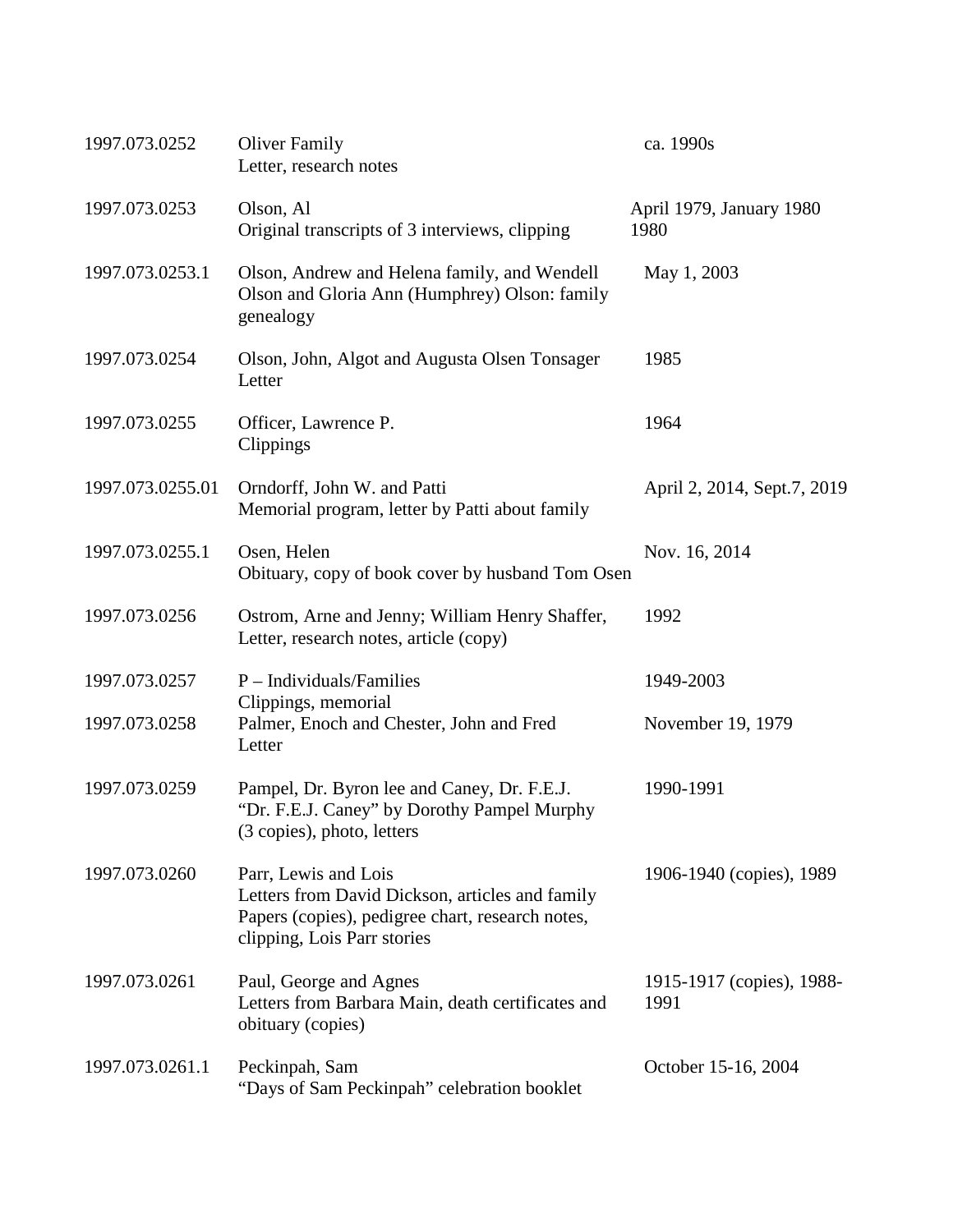| | | |
|---|---|---|
| 1997.073.0252 | Oliver Family<br>Letter, research notes | ca. 1990s |
| 1997.073.0253 | Olson, Al<br>Original transcripts of 3 interviews, clipping | April 1979, January 1980<br>1980 |
| 1997.073.0253.1 | Olson, Andrew and Helena family, and Wendell Olson and Gloria Ann (Humphrey) Olson: family genealogy | May 1, 2003 |
| 1997.073.0254 | Olson, John, Algot and Augusta Olsen Tonsager<br>Letter | 1985 |
| 1997.073.0255 | Officer, Lawrence P.<br>Clippings | 1964 |
| 1997.073.0255.01 | Orndorff, John W. and Patti<br>Memorial program, letter by Patti about family | April 2, 2014, Sept.7, 2019 |
| 1997.073.0255.1 | Osen, Helen<br>Obituary, copy of book cover by husband Tom Osen | Nov. 16, 2014 |
| 1997.073.0256 | Ostrom, Arne and Jenny; William Henry Shaffer,<br>Letter, research notes, article (copy) | 1992 |
| 1997.073.0257 | P – Individuals/Families<br>Clippings, memorial | 1949-2003 |
| 1997.073.0258 | Palmer, Enoch and Chester, John and Fred<br>Letter | November 19, 1979 |
| 1997.073.0259 | Pampel, Dr. Byron lee and Caney, Dr. F.E.J.<br>"Dr. F.E.J. Caney" by Dorothy Pampel Murphy (3 copies), photo, letters | 1990-1991 |
| 1997.073.0260 | Parr, Lewis and Lois<br>Letters from David Dickson, articles and family Papers (copies), pedigree chart, research notes, clipping, Lois Parr stories | 1906-1940 (copies), 1989 |
| 1997.073.0261 | Paul, George and Agnes<br>Letters from Barbara Main, death certificates and obituary (copies) | 1915-1917 (copies), 1988-1991 |
| 1997.073.0261.1 | Peckinpah, Sam<br>"Days of Sam Peckinpah" celebration booklet | October 15-16, 2004 |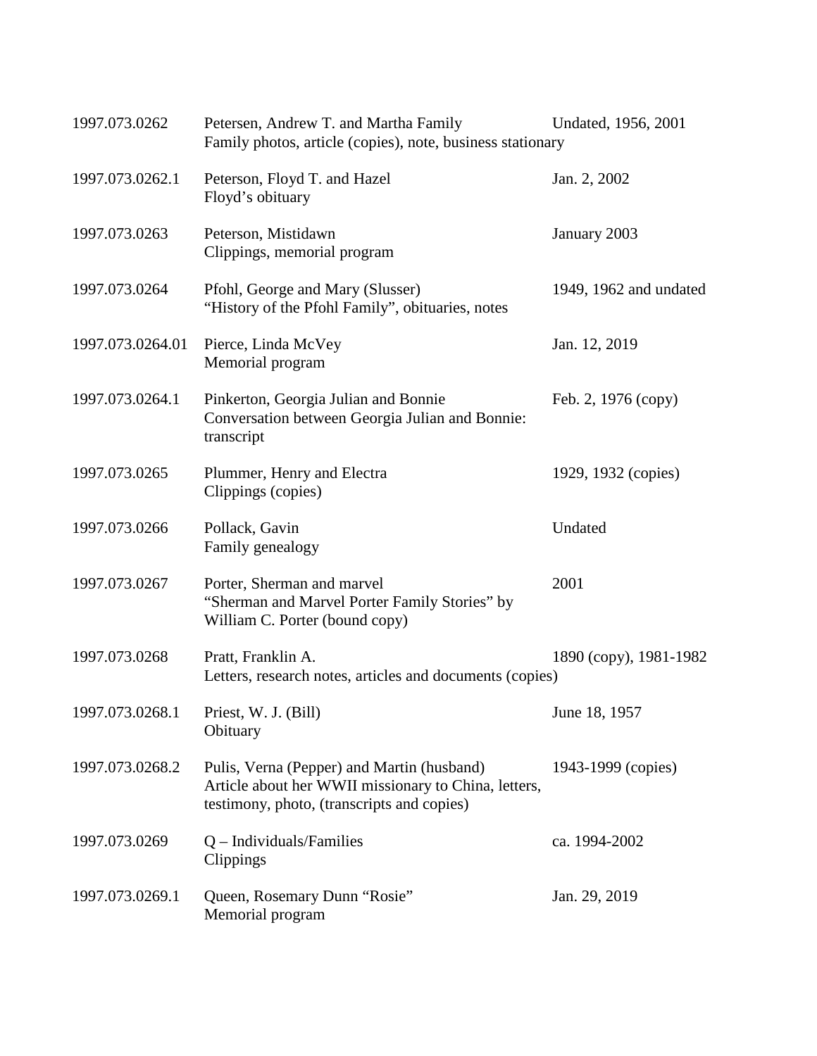| | | |
|---|---|---|
| 1997.073.0262 | Petersen, Andrew T. and Martha Family<br>Family photos, article (copies), note, business stationary | Undated, 1956, 2001 |
| 1997.073.0262.1 | Peterson, Floyd T. and Hazel<br>Floyd's obituary | Jan. 2, 2002 |
| 1997.073.0263 | Peterson, Mistidawn<br>Clippings, memorial program | January 2003 |
| 1997.073.0264 | Pfohl, George and Mary (Slusser)<br>"History of the Pfohl Family", obituaries, notes | 1949, 1962 and undated |
| 1997.073.0264.01 | Pierce, Linda McVey<br>Memorial program | Jan. 12, 2019 |
| 1997.073.0264.1 | Pinkerton, Georgia Julian and Bonnie<br>Conversation between Georgia Julian and Bonnie: transcript | Feb. 2, 1976 (copy) |
| 1997.073.0265 | Plummer, Henry and Electra<br>Clippings (copies) | 1929, 1932 (copies) |
| 1997.073.0266 | Pollack, Gavin<br>Family genealogy | Undated |
| 1997.073.0267 | Porter, Sherman and marvel<br>"Sherman and Marvel Porter Family Stories" by William C. Porter (bound copy) | 2001 |
| 1997.073.0268 | Pratt, Franklin A.<br>Letters, research notes, articles and documents (copies) | 1890 (copy), 1981-1982 |
| 1997.073.0268.1 | Priest, W. J. (Bill)<br>Obituary | June 18, 1957 |
| 1997.073.0268.2 | Pulis, Verna (Pepper) and Martin (husband)<br>Article about her WWII missionary to China, letters, testimony, photo, (transcripts and copies) | 1943-1999 (copies) |
| 1997.073.0269 | Q – Individuals/Families<br>Clippings | ca. 1994-2002 |
| 1997.073.0269.1 | Queen, Rosemary Dunn "Rosie"<br>Memorial program | Jan. 29, 2019 |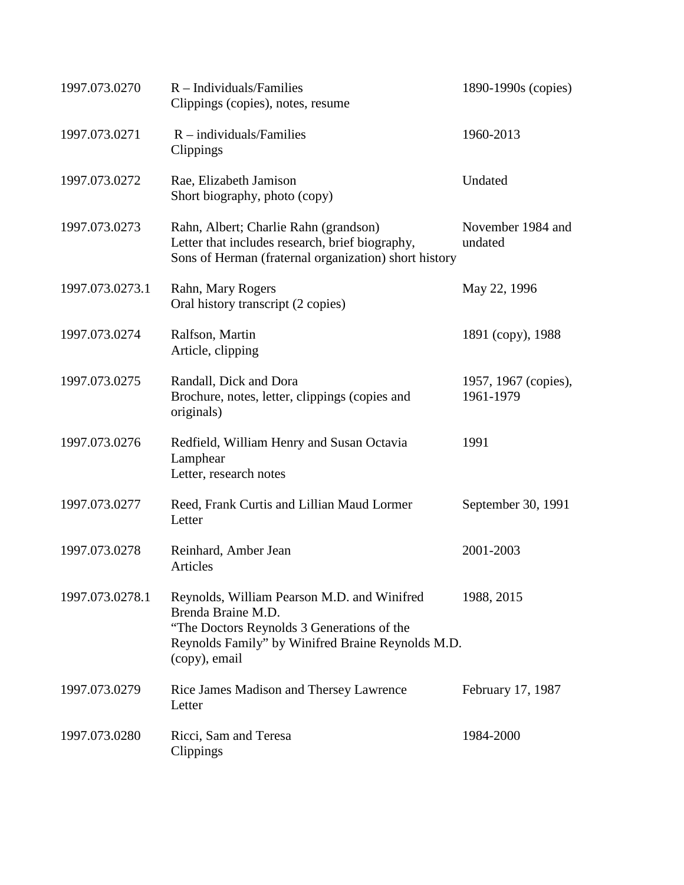| | | |
|---|---|---|
| 1997.073.0270 | R – Individuals/Families<br>Clippings (copies), notes, resume | 1890-1990s (copies) |
| 1997.073.0271 | R – individuals/Families<br>Clippings | 1960-2013 |
| 1997.073.0272 | Rae, Elizabeth Jamison<br>Short biography, photo (copy) | Undated |
| 1997.073.0273 | Rahn, Albert; Charlie Rahn (grandson)<br>Letter that includes research, brief biography, Sons of Herman (fraternal organization) short history | November 1984 and undated |
| 1997.073.0273.1 | Rahn, Mary Rogers<br>Oral history transcript (2 copies) | May 22, 1996 |
| 1997.073.0274 | Ralfson, Martin<br>Article, clipping | 1891 (copy), 1988 |
| 1997.073.0275 | Randall, Dick and Dora<br>Brochure, notes, letter, clippings (copies and originals) | 1957, 1967 (copies), 1961-1979 |
| 1997.073.0276 | Redfield, William Henry and Susan Octavia Lamphear<br>Letter, research notes | 1991 |
| 1997.073.0277 | Reed, Frank Curtis and Lillian Maud Lormer<br>Letter | September 30, 1991 |
| 1997.073.0278 | Reinhard, Amber Jean<br>Articles | 2001-2003 |
| 1997.073.0278.1 | Reynolds, William Pearson M.D. and Winifred Brenda Braine M.D.<br>"The Doctors Reynolds 3 Generations of the Reynolds Family" by Winifred Braine Reynolds M.D. (copy), email | 1988, 2015 |
| 1997.073.0279 | Rice James Madison and Thersey Lawrence<br>Letter | February 17, 1987 |
| 1997.073.0280 | Ricci, Sam and Teresa<br>Clippings | 1984-2000 |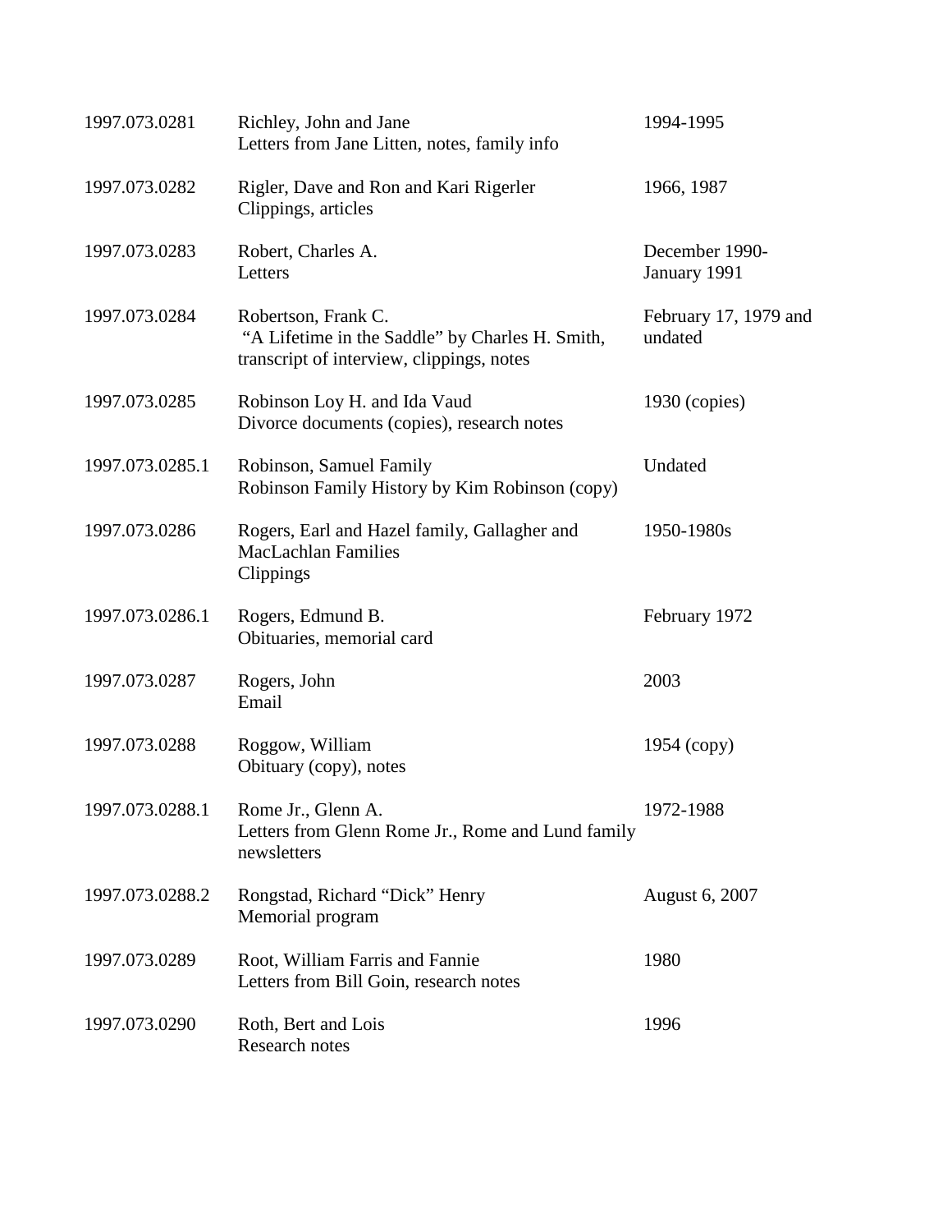| | | |
|---|---|---|
| 1997.073.0281 | Richley, John and Jane<br>Letters from Jane Litten, notes, family info | 1994-1995 |
| 1997.073.0282 | Rigler, Dave and Ron and Kari Rigerler<br>Clippings, articles | 1966, 1987 |
| 1997.073.0283 | Robert, Charles A.<br>Letters | December 1990-<br>January 1991 |
| 1997.073.0284 | Robertson, Frank C.<br>"A Lifetime in the Saddle" by Charles H. Smith, transcript of interview, clippings, notes | February 17, 1979 and undated |
| 1997.073.0285 | Robinson Loy H. and Ida Vaud<br>Divorce documents (copies), research notes | 1930 (copies) |
| 1997.073.0285.1 | Robinson, Samuel Family<br>Robinson Family History by Kim Robinson (copy) | Undated |
| 1997.073.0286 | Rogers, Earl and Hazel family, Gallagher and MacLachlan Families<br>Clippings | 1950-1980s |
| 1997.073.0286.1 | Rogers, Edmund B.<br>Obituaries, memorial card | February 1972 |
| 1997.073.0287 | Rogers, John<br>Email | 2003 |
| 1997.073.0288 | Roggow, William<br>Obituary (copy), notes | 1954 (copy) |
| 1997.073.0288.1 | Rome Jr., Glenn A.<br>Letters from Glenn Rome Jr., Rome and Lund family newsletters | 1972-1988 |
| 1997.073.0288.2 | Rongstad, Richard "Dick" Henry<br>Memorial program | August 6, 2007 |
| 1997.073.0289 | Root, William Farris and Fannie<br>Letters from Bill Goin, research notes | 1980 |
| 1997.073.0290 | Roth, Bert and Lois<br>Research notes | 1996 |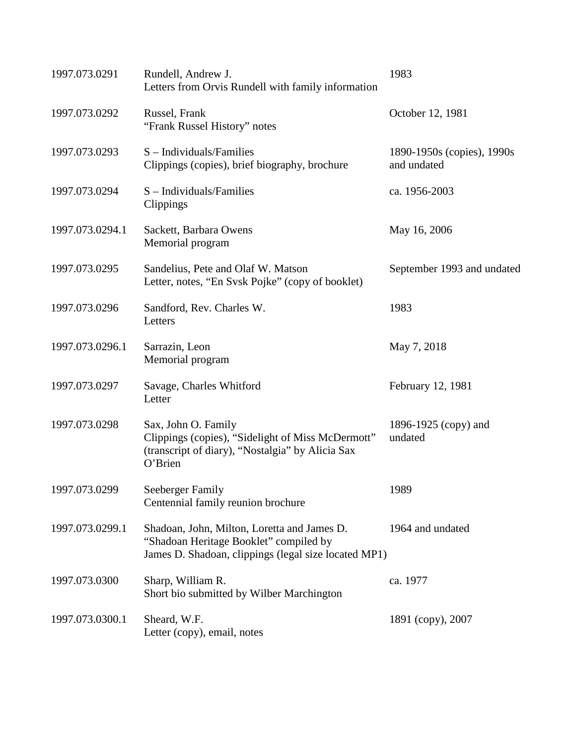| | | |
|---|---|---|
| 1997.073.0291 | Rundell, Andrew J.<br>Letters from Orvis Rundell with family information | 1983 |
| 1997.073.0292 | Russel, Frank<br>“Frank Russel History” notes | October 12, 1981 |
| 1997.073.0293 | S – Individuals/Families<br>Clippings (copies), brief biography, brochure | 1890-1950s (copies), 1990s and undated |
| 1997.073.0294 | S – Individuals/Families<br>Clippings | ca. 1956-2003 |
| 1997.073.0294.1 | Sackett, Barbara Owens<br>Memorial program | May 16, 2006 |
| 1997.073.0295 | Sandelius, Pete and Olaf W. Matson<br>Letter, notes, “En Svsk Pojke” (copy of booklet) | September 1993 and undated |
| 1997.073.0296 | Sandford, Rev. Charles W.<br>Letters | 1983 |
| 1997.073.0296.1 | Sarrazin, Leon<br>Memorial program | May 7, 2018 |
| 1997.073.0297 | Savage, Charles Whitford<br>Letter | February 12, 1981 |
| 1997.073.0298 | Sax, John O. Family<br>Clippings (copies), “Sidelight of Miss McDermott” (transcript of diary), “Nostalgia” by Alicia Sax O’Brien | 1896-1925 (copy) and undated |
| 1997.073.0299 | Seeberger Family<br>Centennial family reunion brochure | 1989 |
| 1997.073.0299.1 | Shadoan, John, Milton, Loretta and James D.<br>“Shadoan Heritage Booklet” compiled by James D. Shadoan, clippings (legal size located MP1) | 1964 and undated |
| 1997.073.0300 | Sharp, William R.<br>Short bio submitted by Wilber Marchington | ca. 1977 |
| 1997.073.0300.1 | Sheard, W.F.<br>Letter (copy), email, notes | 1891 (copy), 2007 |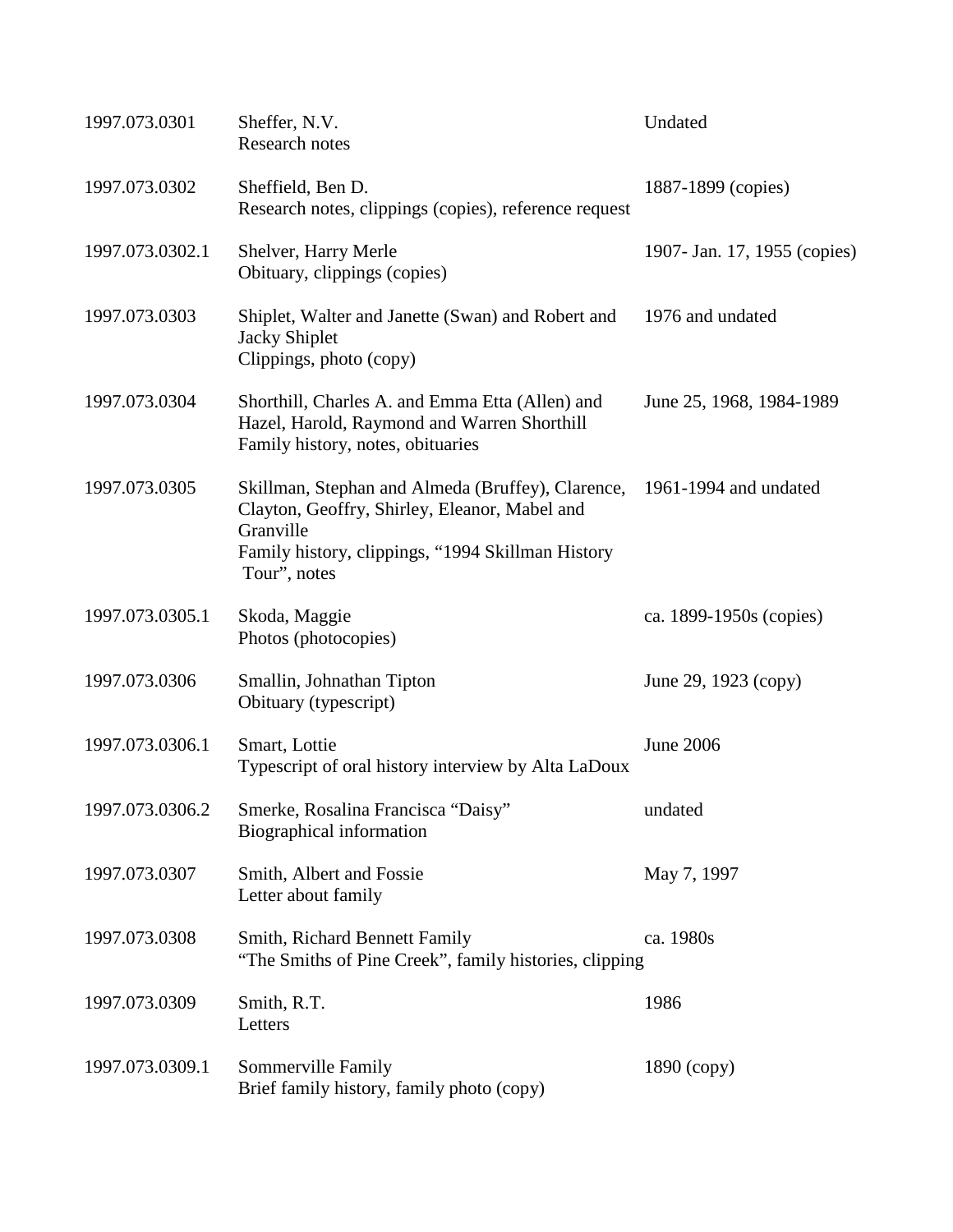| | | |
|---|---|---|
| 1997.073.0301 | Sheffer, N.V.<br>Research notes | Undated |
| 1997.073.0302 | Sheffield, Ben D.<br>Research notes, clippings (copies), reference request | 1887-1899 (copies) |
| 1997.073.0302.1 | Shelver, Harry Merle<br>Obituary, clippings (copies) | 1907- Jan. 17, 1955 (copies) |
| 1997.073.0303 | Shiplet, Walter and Janette (Swan) and Robert and Jacky Shiplet<br>Clippings, photo (copy) | 1976 and undated |
| 1997.073.0304 | Shorthill, Charles A. and Emma Etta (Allen) and Hazel, Harold, Raymond and Warren Shorthill<br>Family history, notes, obituaries | June 25, 1968, 1984-1989 |
| 1997.073.0305 | Skillman, Stephan and Almeda (Bruffey), Clarence, Clayton, Geoffry, Shirley, Eleanor, Mabel and Granville<br>Family history, clippings, "1994 Skillman History Tour", notes | 1961-1994 and undated |
| 1997.073.0305.1 | Skoda, Maggie<br>Photos (photocopies) | ca. 1899-1950s (copies) |
| 1997.073.0306 | Smallin, Johnathan Tipton<br>Obituary (typescript) | June 29, 1923 (copy) |
| 1997.073.0306.1 | Smart, Lottie<br>Typescript of oral history interview by Alta LaDoux | June 2006 |
| 1997.073.0306.2 | Smerke, Rosalina Francisca "Daisy"<br>Biographical information | undated |
| 1997.073.0307 | Smith, Albert and Fossie<br>Letter about family | May 7, 1997 |
| 1997.073.0308 | Smith, Richard Bennett Family<br>"The Smiths of Pine Creek", family histories, clipping | ca. 1980s |
| 1997.073.0309 | Smith, R.T.<br>Letters | 1986 |
| 1997.073.0309.1 | Sommerville Family<br>Brief family history, family photo (copy) | 1890 (copy) |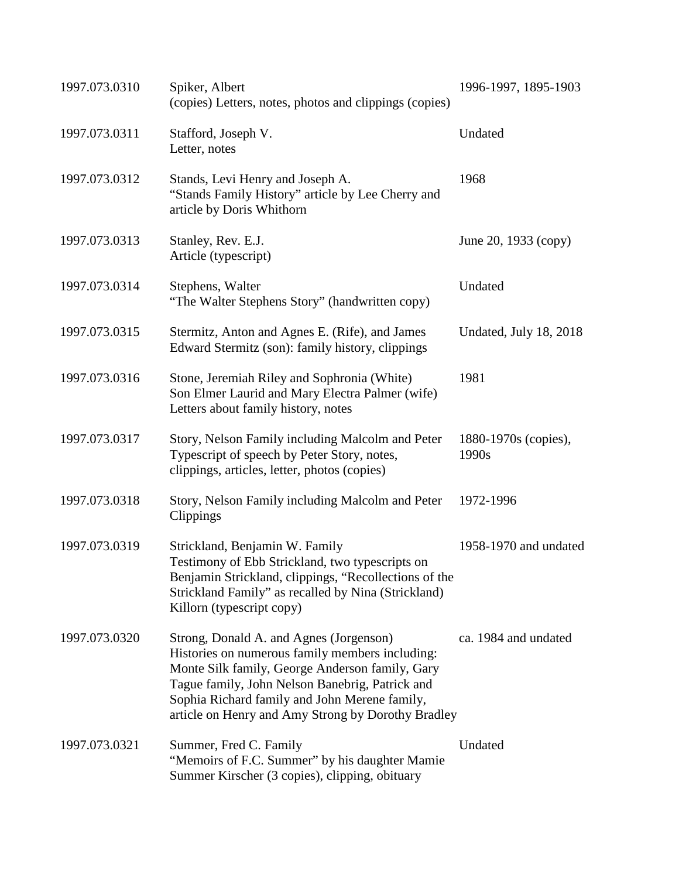| | | |
|---|---|---|
| 1997.073.0310 | Spiker, Albert<br>(copies) Letters, notes, photos and clippings (copies) | 1996-1997, 1895-1903 |
| 1997.073.0311 | Stafford, Joseph V.<br>Letter, notes | Undated |
| 1997.073.0312 | Stands, Levi Henry and Joseph A.<br>“Stands Family History” article by Lee Cherry and article by Doris Whithorn | 1968 |
| 1997.073.0313 | Stanley, Rev. E.J.<br>Article (typescript) | June 20, 1933 (copy) |
| 1997.073.0314 | Stephens, Walter<br>“The Walter Stephens Story” (handwritten copy) | Undated |
| 1997.073.0315 | Stermitz, Anton and Agnes E. (Rife), and James Edward Stermitz (son): family history, clippings | Undated, July 18, 2018 |
| 1997.073.0316 | Stone, Jeremiah Riley and Sophronia (White)<br>Son Elmer Laurid and Mary Electra Palmer (wife)<br>Letters about family history, notes | 1981 |
| 1997.073.0317 | Story, Nelson Family including Malcolm and Peter<br>Typescript of speech by Peter Story, notes, clippings, articles, letter, photos (copies) | 1880-1970s (copies), 1990s |
| 1997.073.0318 | Story, Nelson Family including Malcolm and Peter<br>Clippings | 1972-1996 |
| 1997.073.0319 | Strickland, Benjamin W. Family<br>Testimony of Ebb Strickland, two typescripts on Benjamin Strickland, clippings, “Recollections of the Strickland Family” as recalled by Nina (Strickland) Killorn (typescript copy) | 1958-1970 and undated |
| 1997.073.0320 | Strong, Donald A. and Agnes (Jorgenson)<br>Histories on numerous family members including: Monte Silk family, George Anderson family, Gary Tague family, John Nelson Banebrig, Patrick and Sophia Richard family and John Merene family, article on Henry and Amy Strong by Dorothy Bradley | ca. 1984 and undated |
| 1997.073.0321 | Summer, Fred C. Family<br>“Memoirs of F.C. Summer” by his daughter Mamie Summer Kirscher (3 copies), clipping, obituary | Undated |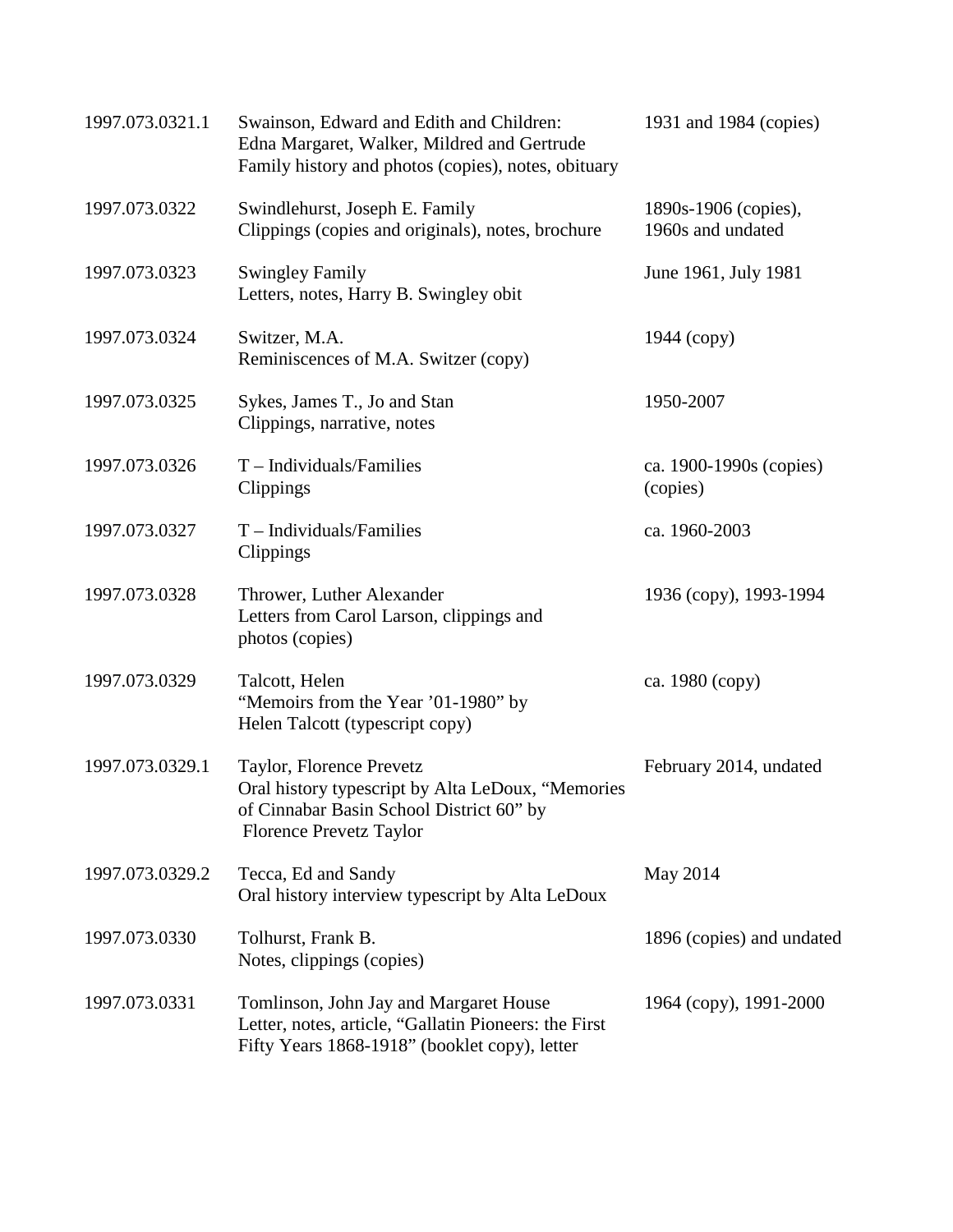| | | |
|---|---|---|
| 1997.073.0321.1 | Swainson, Edward and Edith and Children: Edna Margaret, Walker, Mildred and Gertrude Family history and photos (copies), notes, obituary | 1931 and 1984 (copies) |
| 1997.073.0322 | Swindlehurst, Joseph E. Family Clippings (copies and originals), notes, brochure | 1890s-1906 (copies), 1960s and undated |
| 1997.073.0323 | Swingley Family Letters, notes, Harry B. Swingley obit | June 1961, July 1981 |
| 1997.073.0324 | Switzer, M.A. Reminiscences of M.A. Switzer (copy) | 1944 (copy) |
| 1997.073.0325 | Sykes, James T., Jo and Stan Clippings, narrative, notes | 1950-2007 |
| 1997.073.0326 | T – Individuals/Families Clippings | ca. 1900-1990s (copies) (copies) |
| 1997.073.0327 | T – Individuals/Families Clippings | ca. 1960-2003 |
| 1997.073.0328 | Thrower, Luther Alexander Letters from Carol Larson, clippings and photos (copies) | 1936 (copy), 1993-1994 |
| 1997.073.0329 | Talcott, Helen "Memoirs from the Year '01-1980" by Helen Talcott (typescript copy) | ca. 1980 (copy) |
| 1997.073.0329.1 | Taylor, Florence Prevetz Oral history typescript by Alta LeDoux, "Memories of Cinnabar Basin School District 60" by Florence Prevetz Taylor | February 2014, undated |
| 1997.073.0329.2 | Tecca, Ed and Sandy Oral history interview typescript by Alta LeDoux | May 2014 |
| 1997.073.0330 | Tolhurst, Frank B. Notes, clippings (copies) | 1896 (copies) and undated |
| 1997.073.0331 | Tomlinson, John Jay and Margaret House Letter, notes, article, "Gallatin Pioneers: the First Fifty Years 1868-1918" (booklet copy), letter | 1964 (copy), 1991-2000 |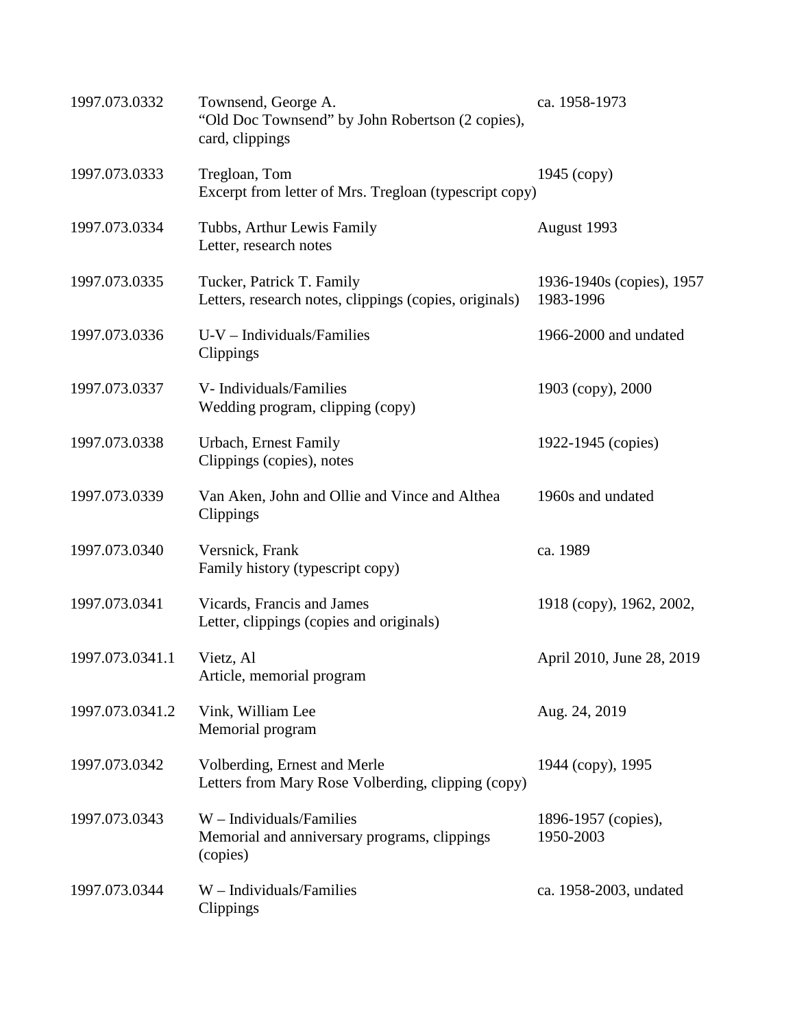| | | |
|---|---|---|
| 1997.073.0332 | Townsend, George A.<br>"Old Doc Townsend" by John Robertson (2 copies), card, clippings | ca. 1958-1973 |
| 1997.073.0333 | Tregloan, Tom<br>Excerpt from letter of Mrs. Tregloan (typescript copy) | 1945 (copy) |
| 1997.073.0334 | Tubbs, Arthur Lewis Family<br>Letter, research notes | August 1993 |
| 1997.073.0335 | Tucker, Patrick T. Family<br>Letters, research notes, clippings (copies, originals) | 1936-1940s (copies), 1957<br>1983-1996 |
| 1997.073.0336 | U-V – Individuals/Families<br>Clippings | 1966-2000 and undated |
| 1997.073.0337 | V- Individuals/Families<br>Wedding program, clipping (copy) | 1903 (copy), 2000 |
| 1997.073.0338 | Urbach, Ernest Family<br>Clippings (copies), notes | 1922-1945 (copies) |
| 1997.073.0339 | Van Aken, John and Ollie and Vince and Althea<br>Clippings | 1960s and undated |
| 1997.073.0340 | Versnick, Frank<br>Family history (typescript copy) | ca. 1989 |
| 1997.073.0341 | Vicards, Francis and James<br>Letter, clippings (copies and originals) | 1918 (copy), 1962, 2002, |
| 1997.073.0341.1 | Vietz, Al<br>Article, memorial program | April 2010, June 28, 2019 |
| 1997.073.0341.2 | Vink, William Lee<br>Memorial program | Aug. 24, 2019 |
| 1997.073.0342 | Volberding, Ernest and Merle<br>Letters from Mary Rose Volberding, clipping (copy) | 1944 (copy), 1995 |
| 1997.073.0343 | W – Individuals/Families<br>Memorial and anniversary programs, clippings (copies) | 1896-1957 (copies),<br>1950-2003 |
| 1997.073.0344 | W – Individuals/Families<br>Clippings | ca. 1958-2003, undated |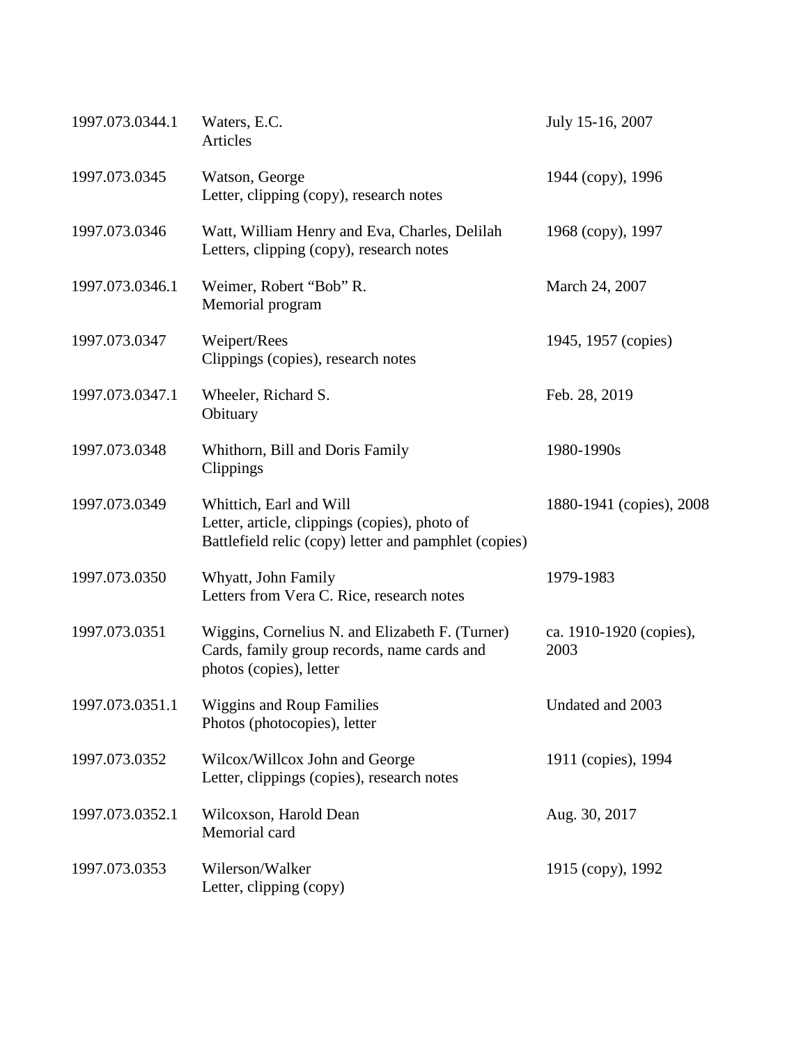| | | |
|---|---|---|
| 1997.073.0344.1 | Waters, E.C.<br>Articles | July 15-16, 2007 |
| 1997.073.0345 | Watson, George<br>Letter, clipping (copy), research notes | 1944 (copy), 1996 |
| 1997.073.0346 | Watt, William Henry and Eva, Charles, Delilah<br>Letters, clipping (copy), research notes | 1968 (copy), 1997 |
| 1997.073.0346.1 | Weimer, Robert “Bob” R.<br>Memorial program | March 24, 2007 |
| 1997.073.0347 | Weipert/Rees<br>Clippings (copies), research notes | 1945, 1957 (copies) |
| 1997.073.0347.1 | Wheeler, Richard S.<br>Obituary | Feb. 28, 2019 |
| 1997.073.0348 | Whithorn, Bill and Doris Family<br>Clippings | 1980-1990s |
| 1997.073.0349 | Whittich, Earl and Will<br>Letter, article, clippings (copies), photo of Battlefield relic (copy) letter and pamphlet (copies) | 1880-1941 (copies), 2008 |
| 1997.073.0350 | Whyatt, John Family<br>Letters from Vera C. Rice, research notes | 1979-1983 |
| 1997.073.0351 | Wiggins, Cornelius N. and Elizabeth F. (Turner)<br>Cards, family group records, name cards and photos (copies), letter | ca. 1910-1920 (copies), 2003 |
| 1997.073.0351.1 | Wiggins and Roup Families<br>Photos (photocopies), letter | Undated and 2003 |
| 1997.073.0352 | Wilcox/Willcox John and George<br>Letter, clippings (copies), research notes | 1911 (copies), 1994 |
| 1997.073.0352.1 | Wilcoxson, Harold Dean<br>Memorial card | Aug. 30, 2017 |
| 1997.073.0353 | Wilerson/Walker<br>Letter, clipping (copy) | 1915 (copy), 1992 |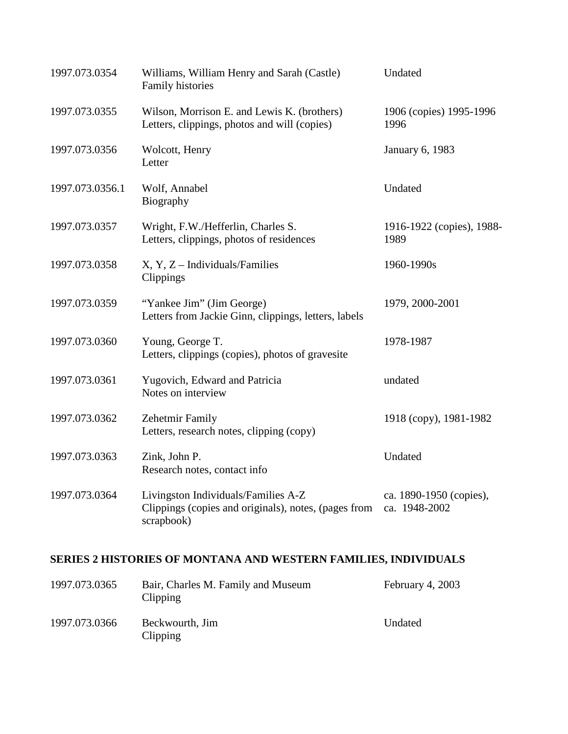| | | |
|---|---|---|
| 1997.073.0354 | Williams, William Henry and Sarah (Castle)<br>Family histories | Undated |
| 1997.073.0355 | Wilson, Morrison E. and Lewis K. (brothers)<br>Letters, clippings, photos and will (copies) | 1906 (copies) 1995-1996<br>1996 |
| 1997.073.0356 | Wolcott, Henry<br>Letter | January 6, 1983 |
| 1997.073.0356.1 | Wolf, Annabel<br>Biography | Undated |
| 1997.073.0357 | Wright, F.W./Hefferlin, Charles S.<br>Letters, clippings, photos of residences | 1916-1922 (copies), 1988-1989 |
| 1997.073.0358 | X, Y, Z – Individuals/Families<br>Clippings | 1960-1990s |
| 1997.073.0359 | "Yankee Jim" (Jim George)<br>Letters from Jackie Ginn, clippings, letters, labels | 1979, 2000-2001 |
| 1997.073.0360 | Young, George T.<br>Letters, clippings (copies), photos of gravesite | 1978-1987 |
| 1997.073.0361 | Yugovich, Edward and Patricia<br>Notes on interview | undated |
| 1997.073.0362 | Zehetmir Family<br>Letters, research notes, clipping (copy) | 1918 (copy), 1981-1982 |
| 1997.073.0363 | Zink, John P.<br>Research notes, contact info | Undated |
| 1997.073.0364 | Livingston Individuals/Families A-Z<br>Clippings (copies and originals), notes, (pages from scrapbook) | ca. 1890-1950 (copies), ca. 1948-2002 |

**SERIES 2 HISTORIES OF MONTANA AND WESTERN FAMILIES, INDIVIDUALS**

| | | |
|---|---|---|
| 1997.073.0365 | Bair, Charles M. Family and Museum<br>Clipping | February 4, 2003 |
| 1997.073.0366 | Beckwourth, Jim<br>Clipping | Undated |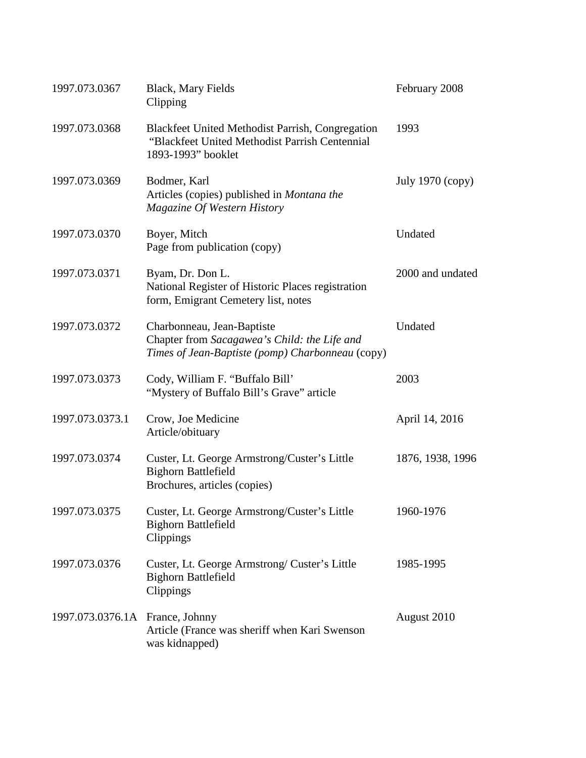| | | |
|---|---|---|
| 1997.073.0367 | Black, Mary Fields<br>Clipping | February 2008 |
| 1997.073.0368 | Blackfeet United Methodist Parrish, Congregation<br>"Blackfeet United Methodist Parrish Centennial 1893-1993" booklet | 1993 |
| 1997.073.0369 | Bodmer, Karl<br>Articles (copies) published in *Montana the Magazine Of Western History* | July 1970 (copy) |
| 1997.073.0370 | Boyer, Mitch<br>Page from publication (copy) | Undated |
| 1997.073.0371 | Byam, Dr. Don L.<br>National Register of Historic Places registration form, Emigrant Cemetery list, notes | 2000 and undated |
| 1997.073.0372 | Charbonneau, Jean-Baptiste<br>Chapter from *Sacagawea's Child: the Life and Times of Jean-Baptiste (pomp) Charbonneau* (copy) | Undated |
| 1997.073.0373 | Cody, William F. "Buffalo Bill'<br>"Mystery of Buffalo Bill's Grave" article | 2003 |
| 1997.073.0373.1 | Crow, Joe Medicine<br>Article/obituary | April 14, 2016 |
| 1997.073.0374 | Custer, Lt. George Armstrong/Custer's Little Bighorn Battlefield<br>Brochures, articles (copies) | 1876, 1938, 1996 |
| 1997.073.0375 | Custer, Lt. George Armstrong/Custer's Little Bighorn Battlefield<br>Clippings | 1960-1976 |
| 1997.073.0376 | Custer, Lt. George Armstrong/ Custer's Little Bighorn Battlefield<br>Clippings | 1985-1995 |
| 1997.073.0376.1A | France, Johnny<br>Article (France was sheriff when Kari Swenson was kidnapped) | August 2010 |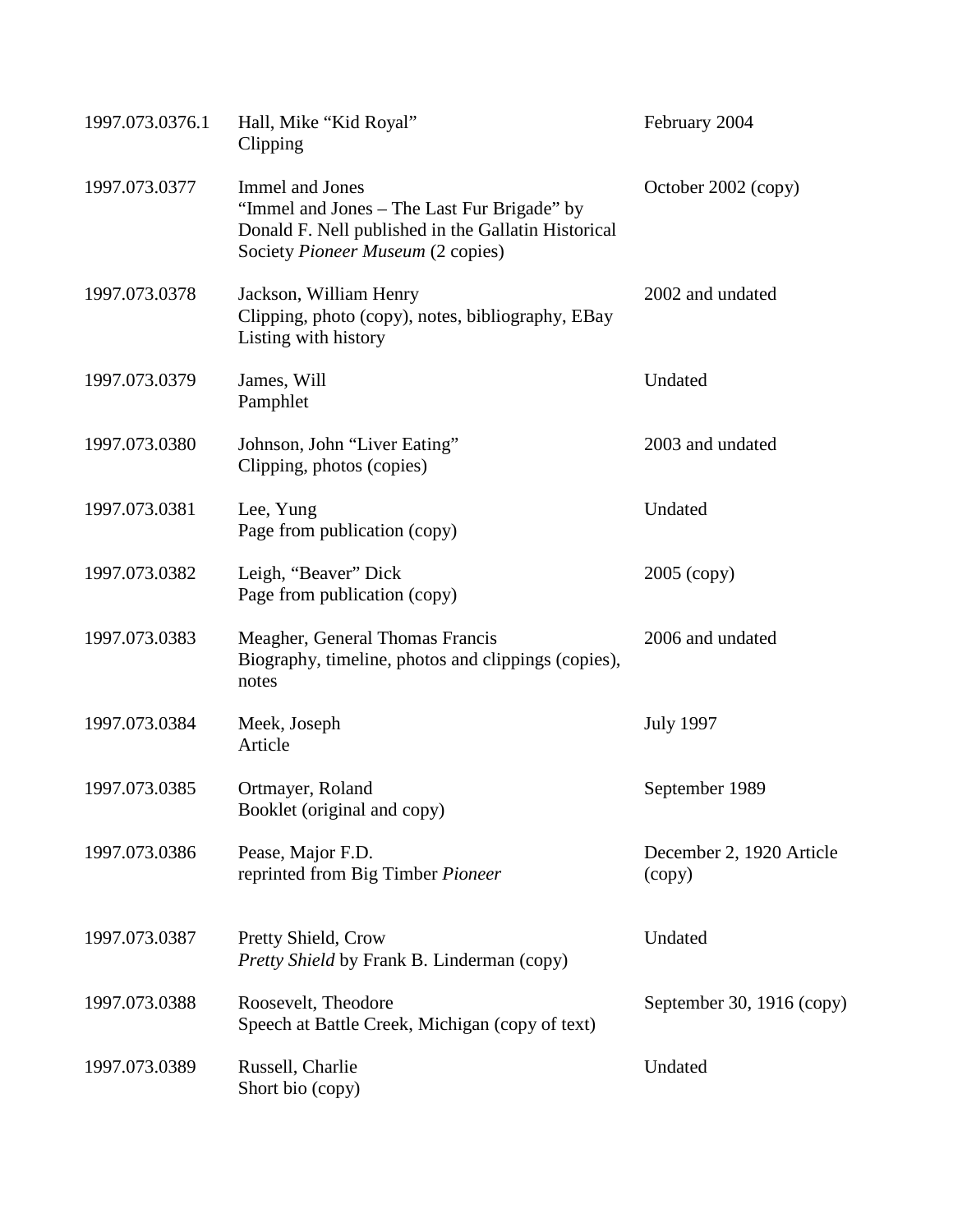| | | |
|---|---|---|
| 1997.073.0376.1 | Hall, Mike "Kid Royal"<br>Clipping | February 2004 |
| 1997.073.0377 | Immel and Jones<br>"Immel and Jones – The Last Fur Brigade" by Donald F. Nell published in the Gallatin Historical Society *Pioneer Museum* (2 copies) | October 2002 (copy) |
| 1997.073.0378 | Jackson, William Henry<br>Clipping, photo (copy), notes, bibliography, EBay Listing with history | 2002 and undated |
| 1997.073.0379 | James, Will<br>Pamphlet | Undated |
| 1997.073.0380 | Johnson, John "Liver Eating"<br>Clipping, photos (copies) | 2003 and undated |
| 1997.073.0381 | Lee, Yung<br>Page from publication (copy) | Undated |
| 1997.073.0382 | Leigh, "Beaver" Dick<br>Page from publication (copy) | 2005 (copy) |
| 1997.073.0383 | Meagher, General Thomas Francis<br>Biography, timeline, photos and clippings (copies), notes | 2006 and undated |
| 1997.073.0384 | Meek, Joseph<br>Article | July 1997 |
| 1997.073.0385 | Ortmayer, Roland<br>Booklet (original and copy) | September 1989 |
| 1997.073.0386 | Pease, Major F.D.<br>reprinted from Big Timber *Pioneer* | December 2, 1920 Article (copy) |
| 1997.073.0387 | Pretty Shield, Crow<br>*Pretty Shield* by Frank B. Linderman (copy) | Undated |
| 1997.073.0388 | Roosevelt, Theodore<br>Speech at Battle Creek, Michigan (copy of text) | September 30, 1916 (copy) |
| 1997.073.0389 | Russell, Charlie<br>Short bio (copy) | Undated |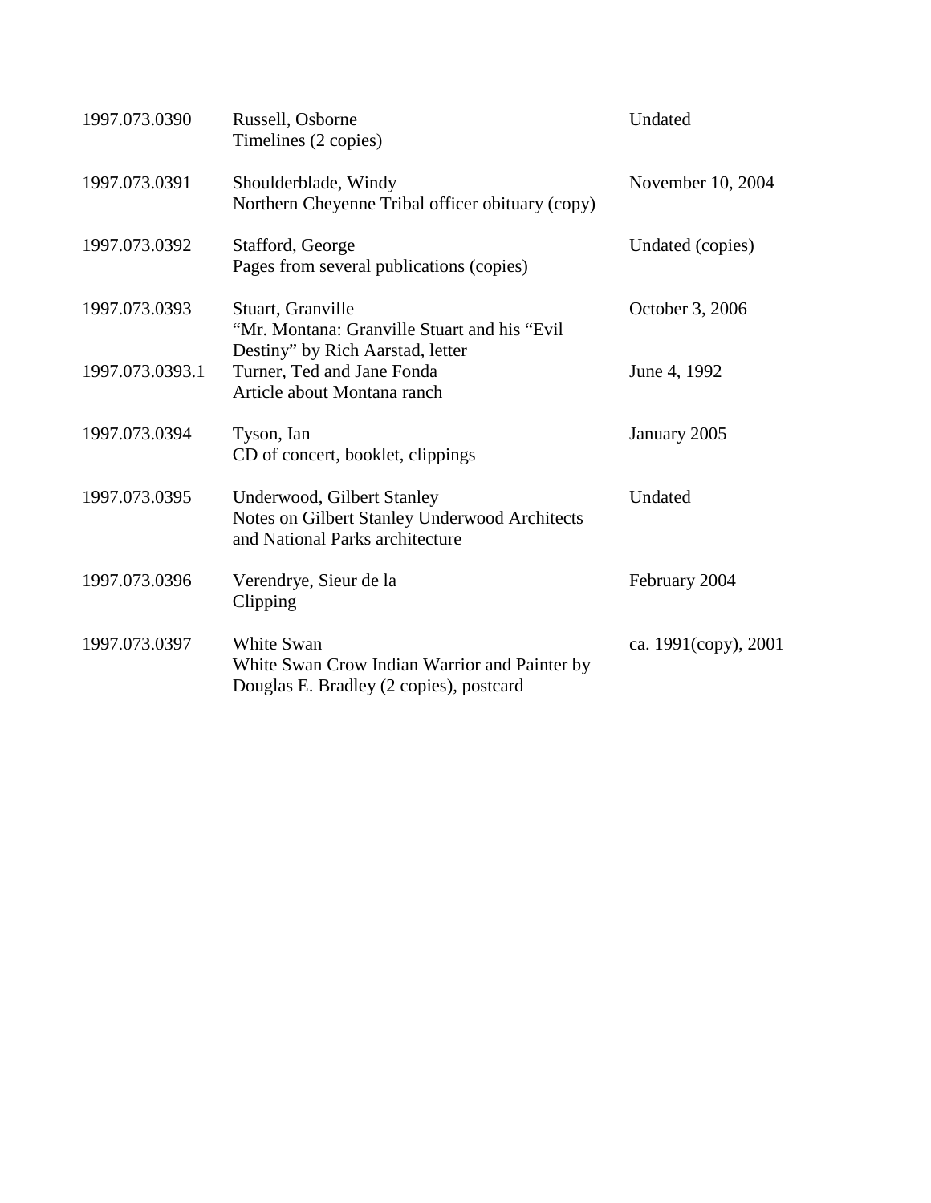| | | |
|---|---|---|
| 1997.073.0390 | Russell, Osborne<br>Timelines (2 copies) | Undated |
| 1997.073.0391 | Shoulderblade, Windy<br>Northern Cheyenne Tribal officer obituary (copy) | November 10, 2004 |
| 1997.073.0392 | Stafford, George<br>Pages from several publications (copies) | Undated (copies) |
| 1997.073.0393 | Stuart, Granville<br>"Mr. Montana: Granville Stuart and his "Evil Destiny" by Rich Aarstad, letter | October 3, 2006 |
| 1997.073.0393.1 | Turner, Ted and Jane Fonda<br>Article about Montana ranch | June 4, 1992 |
| 1997.073.0394 | Tyson, Ian<br>CD of concert, booklet, clippings | January 2005 |
| 1997.073.0395 | Underwood, Gilbert Stanley<br>Notes on Gilbert Stanley Underwood Architects and National Parks architecture | Undated |
| 1997.073.0396 | Verendrye, Sieur de la<br>Clipping | February 2004 |
| 1997.073.0397 | White Swan<br>White Swan Crow Indian Warrior and Painter by Douglas E. Bradley (2 copies), postcard | ca. 1991(copy), 2001 |